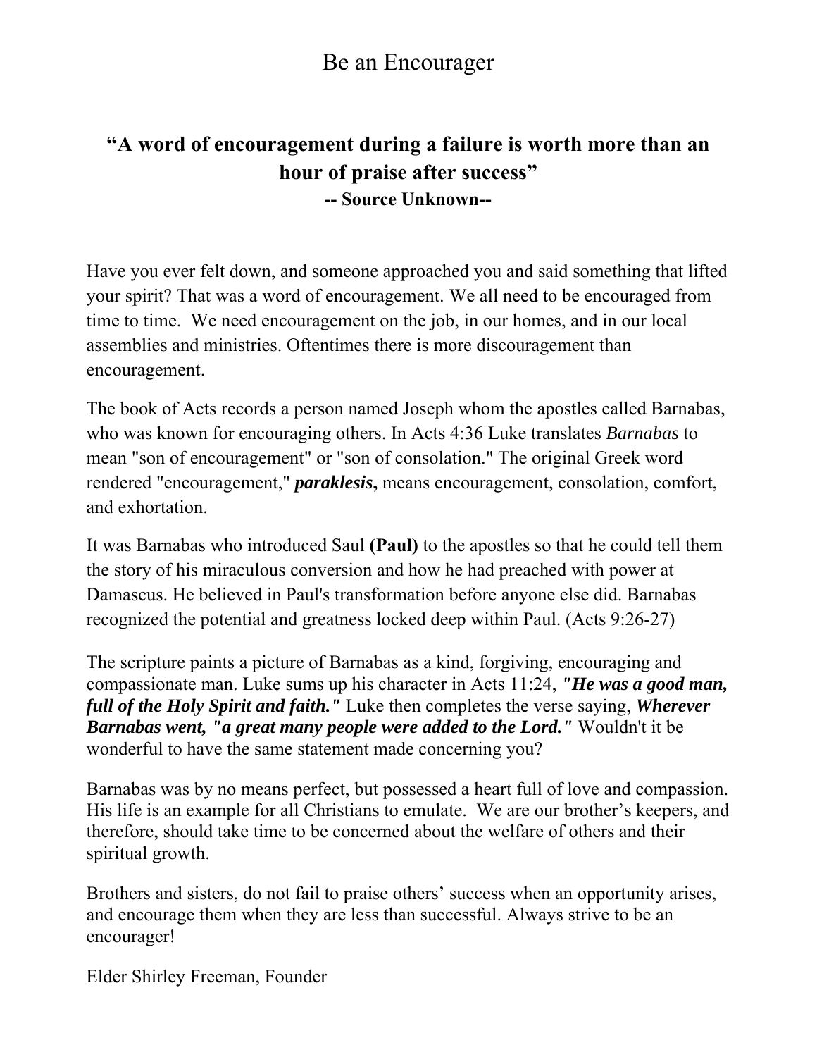# Be an Encourager

**"A word of encouragement during a failure is worth more than an hour of praise after success"**
**-- Source Unknown--**

Have you ever felt down, and someone approached you and said something that lifted your spirit? That was a word of encouragement. We all need to be encouraged from time to time. We need encouragement on the job, in our homes, and in our local assemblies and ministries. Oftentimes there is more discouragement than encouragement.

The book of Acts records a person named Joseph whom the apostles called Barnabas, who was known for encouraging others. In Acts 4:36 Luke translates *Barnabas* to mean "son of encouragement" or "son of consolation." The original Greek word rendered "encouragement," ***paraklesis*****,** means encouragement, consolation, comfort, and exhortation.

It was Barnabas who introduced Saul **(Paul)** to the apostles so that he could tell them the story of his miraculous conversion and how he had preached with power at Damascus. He believed in Paul's transformation before anyone else did. Barnabas recognized the potential and greatness locked deep within Paul. (Acts 9:26-27)

The scripture paints a picture of Barnabas as a kind, forgiving, encouraging and compassionate man. Luke sums up his character in Acts 11:24, ***"He was a good man, full of the Holy Spirit and faith."*** Luke then completes the verse saying, ***Wherever Barnabas went, "a great many people were added to the Lord."*** Wouldn't it be wonderful to have the same statement made concerning you?

Barnabas was by no means perfect, but possessed a heart full of love and compassion. His life is an example for all Christians to emulate. We are our brother's keepers, and therefore, should take time to be concerned about the welfare of others and their spiritual growth.

Brothers and sisters, do not fail to praise others' success when an opportunity arises, and encourage them when they are less than successful. Always strive to be an encourager!

Elder Shirley Freeman, Founder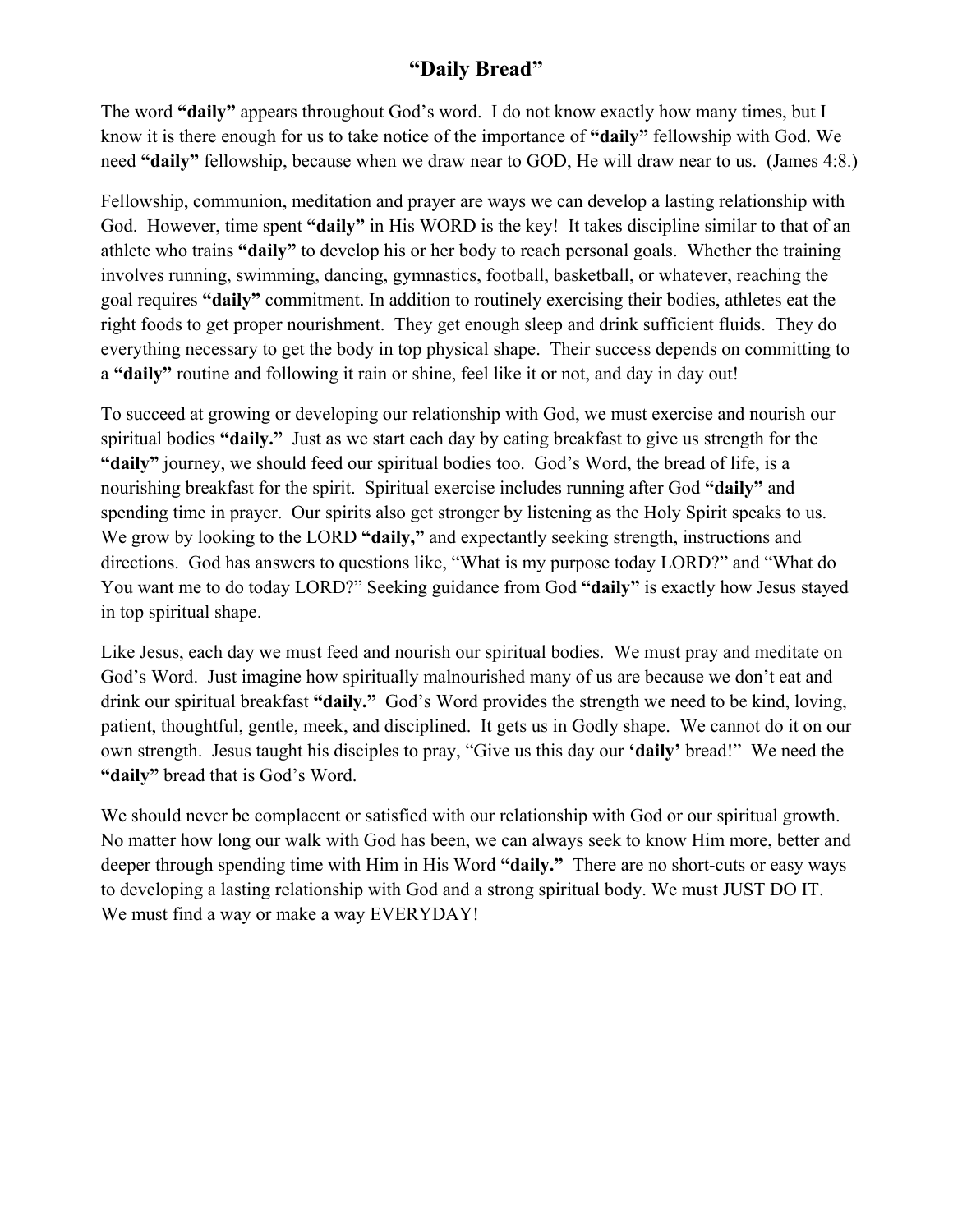# **"Daily Bread"**

The word **"daily"** appears throughout God's word. I do not know exactly how many times, but I know it is there enough for us to take notice of the importance of **"daily"** fellowship with God. We need **"daily"** fellowship, because when we draw near to GOD, He will draw near to us. (James 4:8.)

Fellowship, communion, meditation and prayer are ways we can develop a lasting relationship with God. However, time spent **"daily"** in His WORD is the key! It takes discipline similar to that of an athlete who trains **"daily"** to develop his or her body to reach personal goals. Whether the training involves running, swimming, dancing, gymnastics, football, basketball, or whatever, reaching the goal requires **"daily"** commitment. In addition to routinely exercising their bodies, athletes eat the right foods to get proper nourishment. They get enough sleep and drink sufficient fluids. They do everything necessary to get the body in top physical shape. Their success depends on committing to a **"daily"** routine and following it rain or shine, feel like it or not, and day in day out!

To succeed at growing or developing our relationship with God, we must exercise and nourish our spiritual bodies **"daily."** Just as we start each day by eating breakfast to give us strength for the **"daily"** journey, we should feed our spiritual bodies too. God's Word, the bread of life, is a nourishing breakfast for the spirit. Spiritual exercise includes running after God **"daily"** and spending time in prayer. Our spirits also get stronger by listening as the Holy Spirit speaks to us. We grow by looking to the LORD **"daily,"** and expectantly seeking strength, instructions and directions. God has answers to questions like, "What is my purpose today LORD?" and "What do You want me to do today LORD?" Seeking guidance from God **"daily"** is exactly how Jesus stayed in top spiritual shape.

Like Jesus, each day we must feed and nourish our spiritual bodies. We must pray and meditate on God's Word. Just imagine how spiritually malnourished many of us are because we don't eat and drink our spiritual breakfast **"daily."** God's Word provides the strength we need to be kind, loving, patient, thoughtful, gentle, meek, and disciplined. It gets us in Godly shape. We cannot do it on our own strength. Jesus taught his disciples to pray, "Give us this day our **'daily'** bread!" We need the **"daily"** bread that is God's Word.

We should never be complacent or satisfied with our relationship with God or our spiritual growth. No matter how long our walk with God has been, we can always seek to know Him more, better and deeper through spending time with Him in His Word **"daily."** There are no short-cuts or easy ways to developing a lasting relationship with God and a strong spiritual body. We must JUST DO IT. We must find a way or make a way EVERYDAY!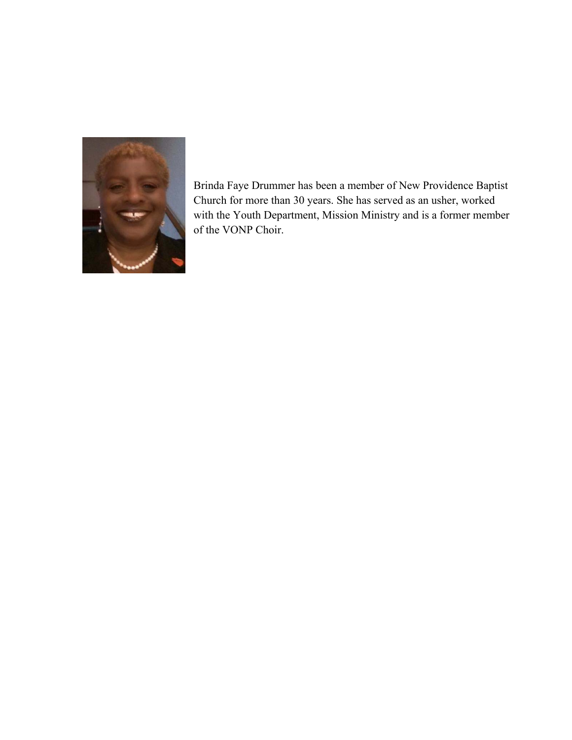Brinda Faye Drummer has been a member of New Providence Baptist Church for more than 30 years. She has served as an usher, worked with the Youth Department, Mission Ministry and is a former member of the VONP Choir.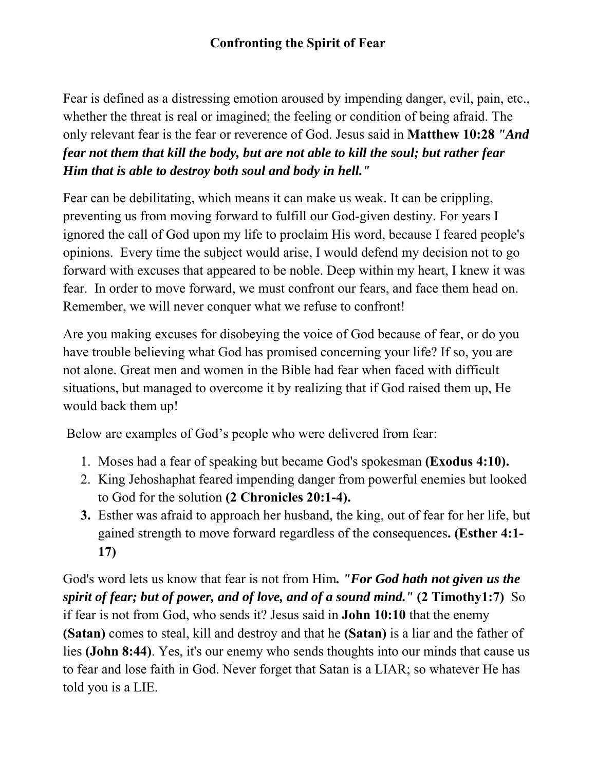# Confronting the Spirit of Fear

Fear is defined as a distressing emotion aroused by impending danger, evil, pain, etc., whether the threat is real or imagined; the feeling or condition of being afraid. The only relevant fear is the fear or reverence of God. Jesus said in **Matthew 10:28** ***"And fear not them that kill the body, but are not able to kill the soul; but rather fear Him that is able to destroy both soul and body in hell."***

Fear can be debilitating, which means it can make us weak. It can be crippling, preventing us from moving forward to fulfill our God-given destiny. For years I ignored the call of God upon my life to proclaim His word, because I feared people's opinions. Every time the subject would arise, I would defend my decision not to go forward with excuses that appeared to be noble. Deep within my heart, I knew it was fear. In order to move forward, we must confront our fears, and face them head on. Remember, we will never conquer what we refuse to confront!

Are you making excuses for disobeying the voice of God because of fear, or do you have trouble believing what God has promised concerning your life? If so, you are not alone. Great men and women in the Bible had fear when faced with difficult situations, but managed to overcome it by realizing that if God raised them up, He would back them up!

Below are examples of God's people who were delivered from fear:

1. Moses had a fear of speaking but became God's spokesman **(Exodus 4:10).**
2. King Jehoshaphat feared impending danger from powerful enemies but looked to God for the solution **(2 Chronicles 20:1-4).**
3. Esther was afraid to approach her husband, the king, out of fear for her life, but gained strength to move forward regardless of the consequences**. (Esther 4:1-17)**

God's word lets us know that fear is not from Him***. "For God hath not given us the spirit of fear; but of power, and of love, and of a sound mind."*** **(2 Timothy1:7)** So if fear is not from God, who sends it? Jesus said in **John 10:10** that the enemy **(Satan)** comes to steal, kill and destroy and that he **(Satan)** is a liar and the father of lies **(John 8:44)**. Yes, it's our enemy who sends thoughts into our minds that cause us to fear and lose faith in God. Never forget that Satan is a LIAR; so whatever He has told you is a LIE.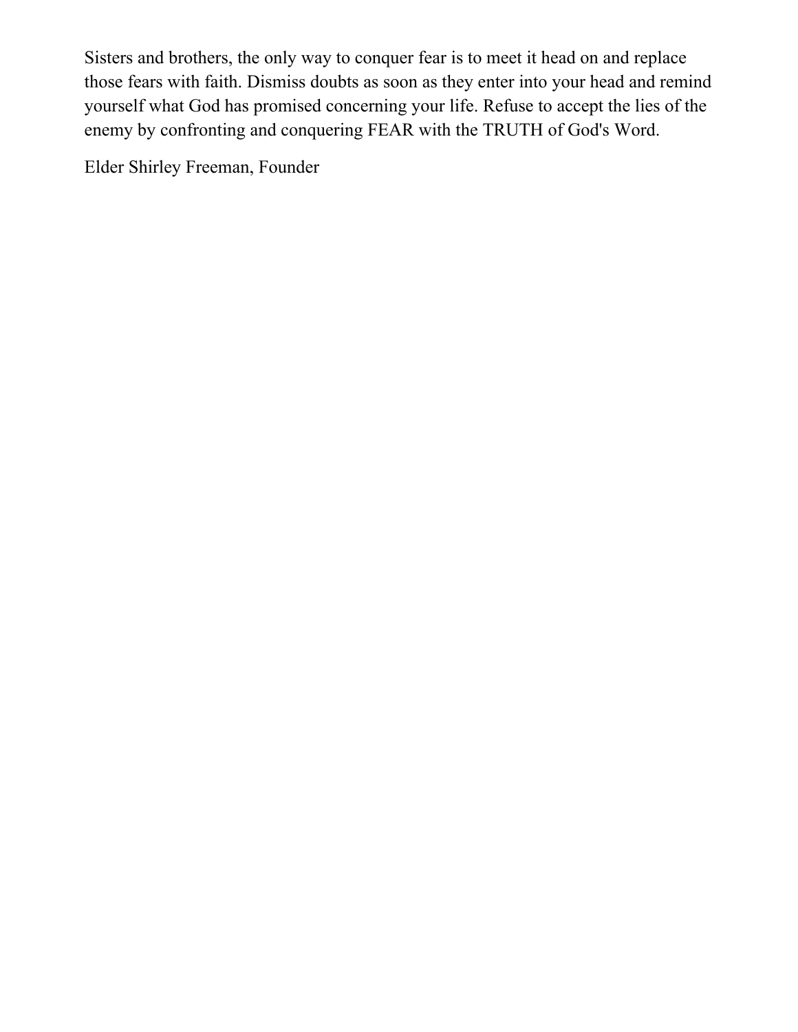Sisters and brothers, the only way to conquer fear is to meet it head on and replace those fears with faith. Dismiss doubts as soon as they enter into your head and remind yourself what God has promised concerning your life. Refuse to accept the lies of the enemy by confronting and conquering FEAR with the TRUTH of God's Word.

Elder Shirley Freeman, Founder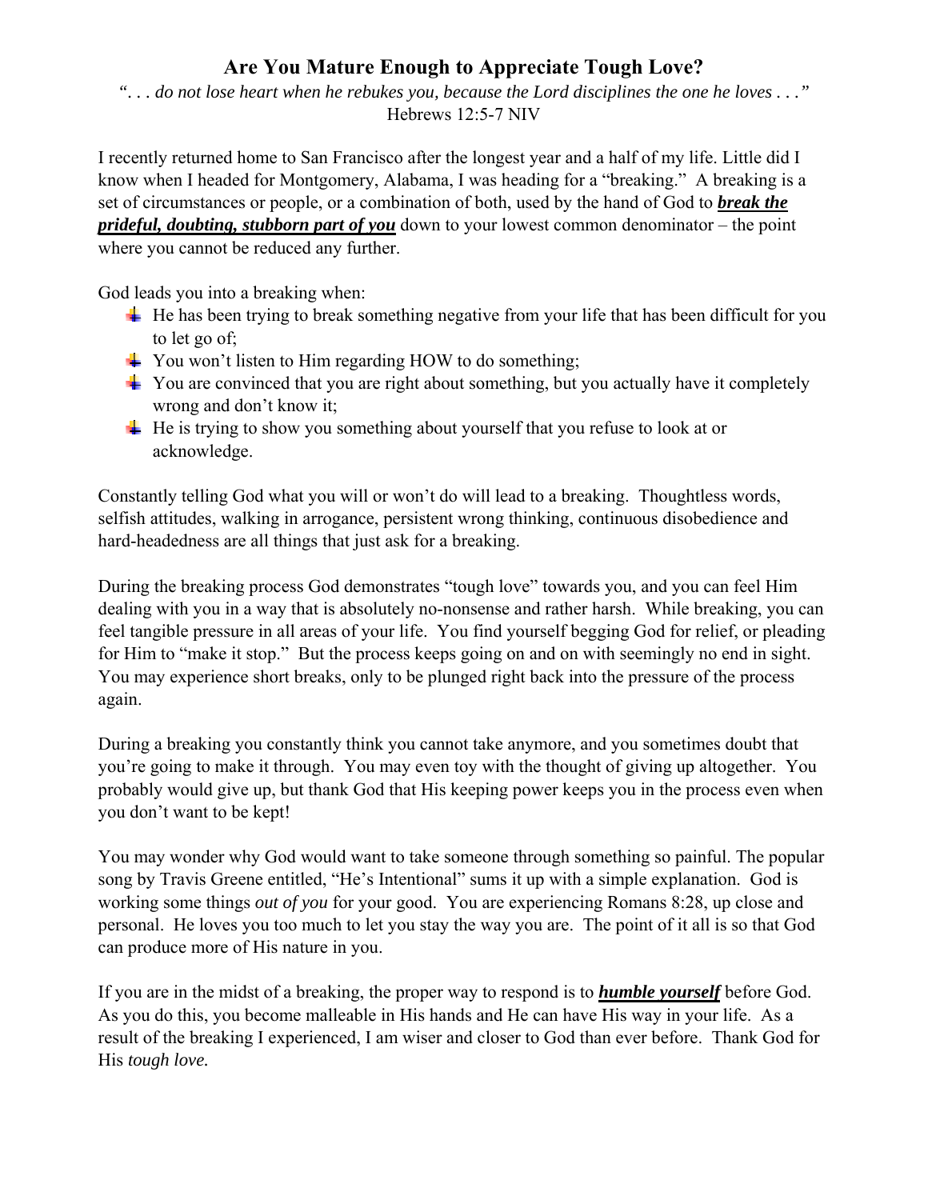## Are You Mature Enough to Appreciate Tough Love?

*". . . do not lose heart when he rebukes you, because the Lord disciplines the one he loves . . ."*
Hebrews 12:5-7 NIV

I recently returned home to San Francisco after the longest year and a half of my life. Little did I know when I headed for Montgomery, Alabama, I was heading for a "breaking." A breaking is a set of circumstances or people, or a combination of both, used by the hand of God to ***break the prideful, doubting, stubborn part of you*** down to your lowest common denominator – the point where you cannot be reduced any further.

God leads you into a breaking when:

- He has been trying to break something negative from your life that has been difficult for you to let go of;
- You won't listen to Him regarding HOW to do something;
- You are convinced that you are right about something, but you actually have it completely wrong and don't know it;
- He is trying to show you something about yourself that you refuse to look at or acknowledge.

Constantly telling God what you will or won't do will lead to a breaking. Thoughtless words, selfish attitudes, walking in arrogance, persistent wrong thinking, continuous disobedience and hard-headedness are all things that just ask for a breaking.

During the breaking process God demonstrates "tough love" towards you, and you can feel Him dealing with you in a way that is absolutely no-nonsense and rather harsh. While breaking, you can feel tangible pressure in all areas of your life. You find yourself begging God for relief, or pleading for Him to "make it stop." But the process keeps going on and on with seemingly no end in sight. You may experience short breaks, only to be plunged right back into the pressure of the process again.

During a breaking you constantly think you cannot take anymore, and you sometimes doubt that you're going to make it through. You may even toy with the thought of giving up altogether. You probably would give up, but thank God that His keeping power keeps you in the process even when you don't want to be kept!

You may wonder why God would want to take someone through something so painful. The popular song by Travis Greene entitled, "He's Intentional" sums it up with a simple explanation. God is working some things *out of you* for your good. You are experiencing Romans 8:28, up close and personal. He loves you too much to let you stay the way you are. The point of it all is so that God can produce more of His nature in you.

If you are in the midst of a breaking, the proper way to respond is to ***humble yourself*** before God. As you do this, you become malleable in His hands and He can have His way in your life. As a result of the breaking I experienced, I am wiser and closer to God than ever before. Thank God for His *tough love.*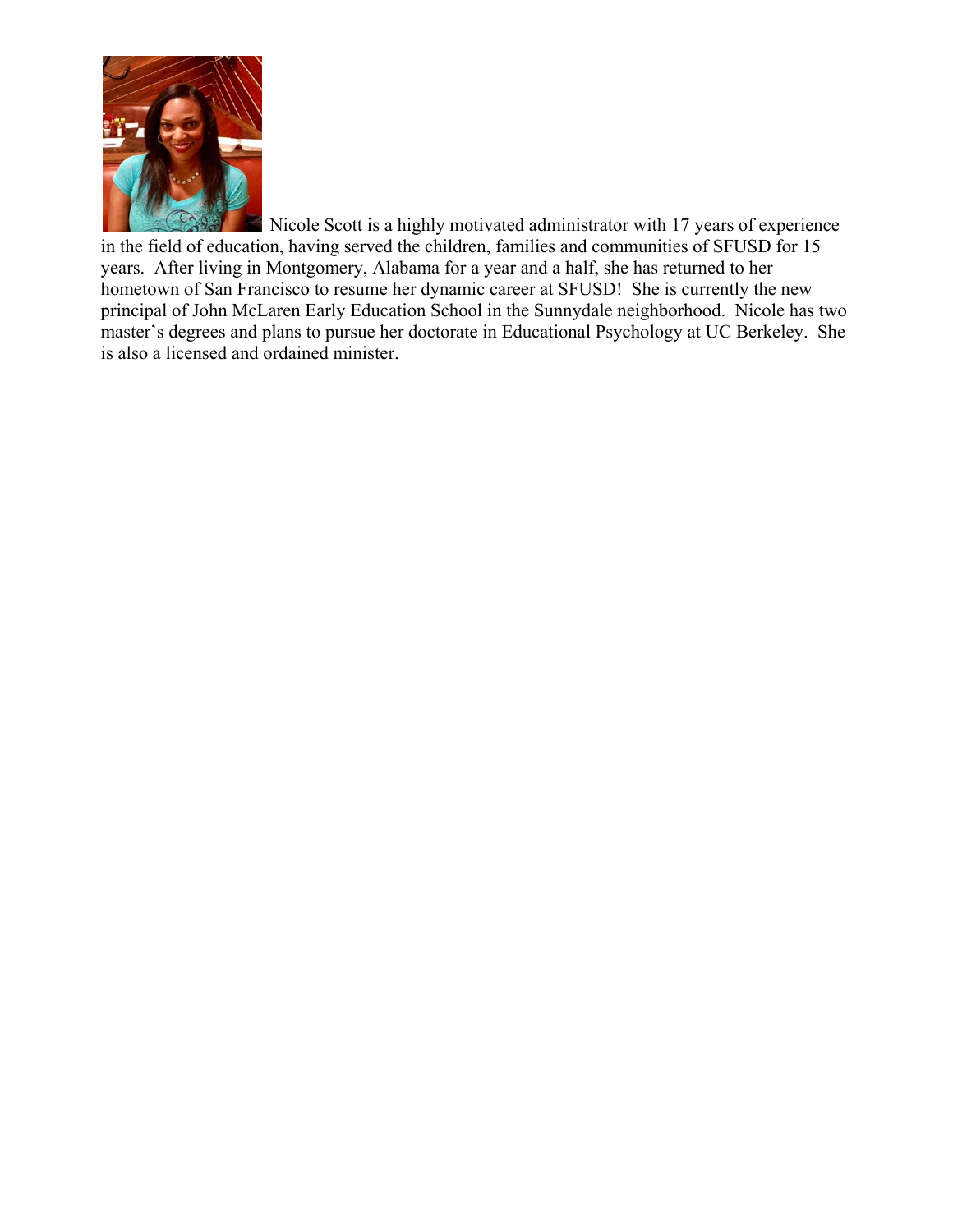Nicole Scott is a highly motivated administrator with 17 years of experience in the field of education, having served the children, families and communities of SFUSD for 15 years. After living in Montgomery, Alabama for a year and a half, she has returned to her hometown of San Francisco to resume her dynamic career at SFUSD! She is currently the new principal of John McLaren Early Education School in the Sunnydale neighborhood. Nicole has two master's degrees and plans to pursue her doctorate in Educational Psychology at UC Berkeley. She is also a licensed and ordained minister.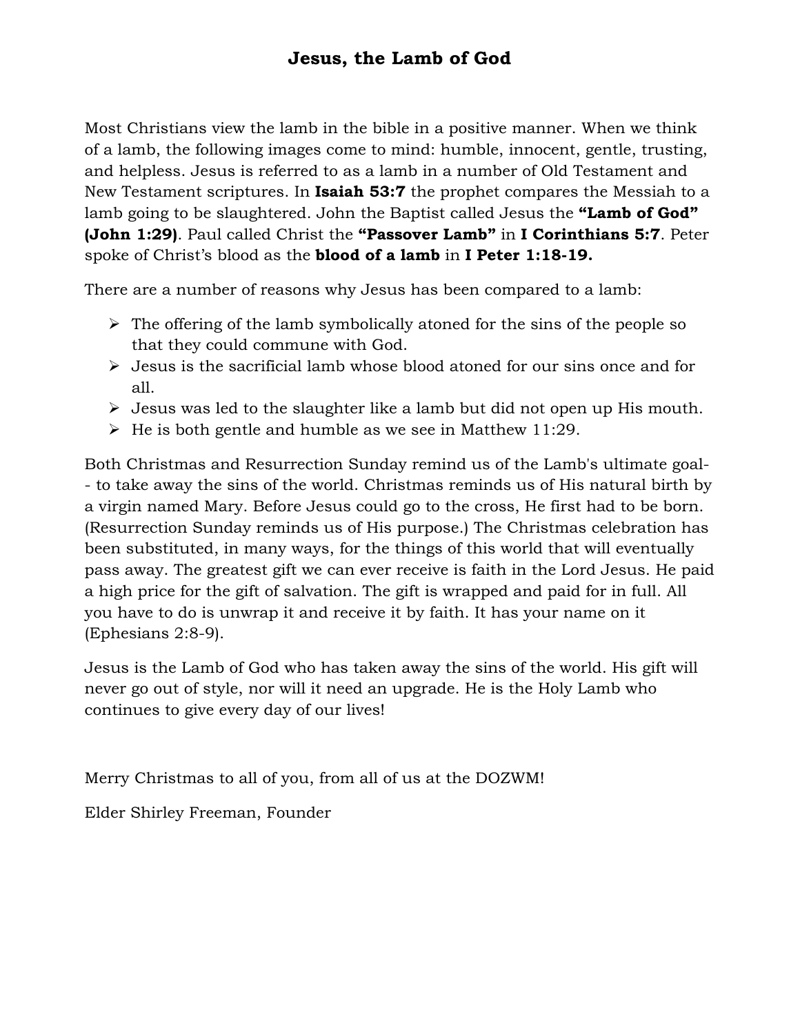# Jesus, the Lamb of God

Most Christians view the lamb in the bible in a positive manner. When we think of a lamb, the following images come to mind: humble, innocent, gentle, trusting, and helpless. Jesus is referred to as a lamb in a number of Old Testament and New Testament scriptures. In **Isaiah 53:7** the prophet compares the Messiah to a lamb going to be slaughtered. John the Baptist called Jesus the **"Lamb of God" (John 1:29)**. Paul called Christ the **"Passover Lamb"** in **I Corinthians 5:7**. Peter spoke of Christ's blood as the **blood of a lamb** in **I Peter 1:18-19.**

There are a number of reasons why Jesus has been compared to a lamb:

- The offering of the lamb symbolically atoned for the sins of the people so that they could commune with God.
- Jesus is the sacrificial lamb whose blood atoned for our sins once and for all.
- Jesus was led to the slaughter like a lamb but did not open up His mouth.
- He is both gentle and humble as we see in Matthew 11:29.

Both Christmas and Resurrection Sunday remind us of the Lamb's ultimate goal-- to take away the sins of the world. Christmas reminds us of His natural birth by a virgin named Mary. Before Jesus could go to the cross, He first had to be born. (Resurrection Sunday reminds us of His purpose.) The Christmas celebration has been substituted, in many ways, for the things of this world that will eventually pass away. The greatest gift we can ever receive is faith in the Lord Jesus. He paid a high price for the gift of salvation. The gift is wrapped and paid for in full. All you have to do is unwrap it and receive it by faith. It has your name on it (Ephesians 2:8-9).

Jesus is the Lamb of God who has taken away the sins of the world. His gift will never go out of style, nor will it need an upgrade. He is the Holy Lamb who continues to give every day of our lives!

Merry Christmas to all of you, from all of us at the DOZWM!

Elder Shirley Freeman, Founder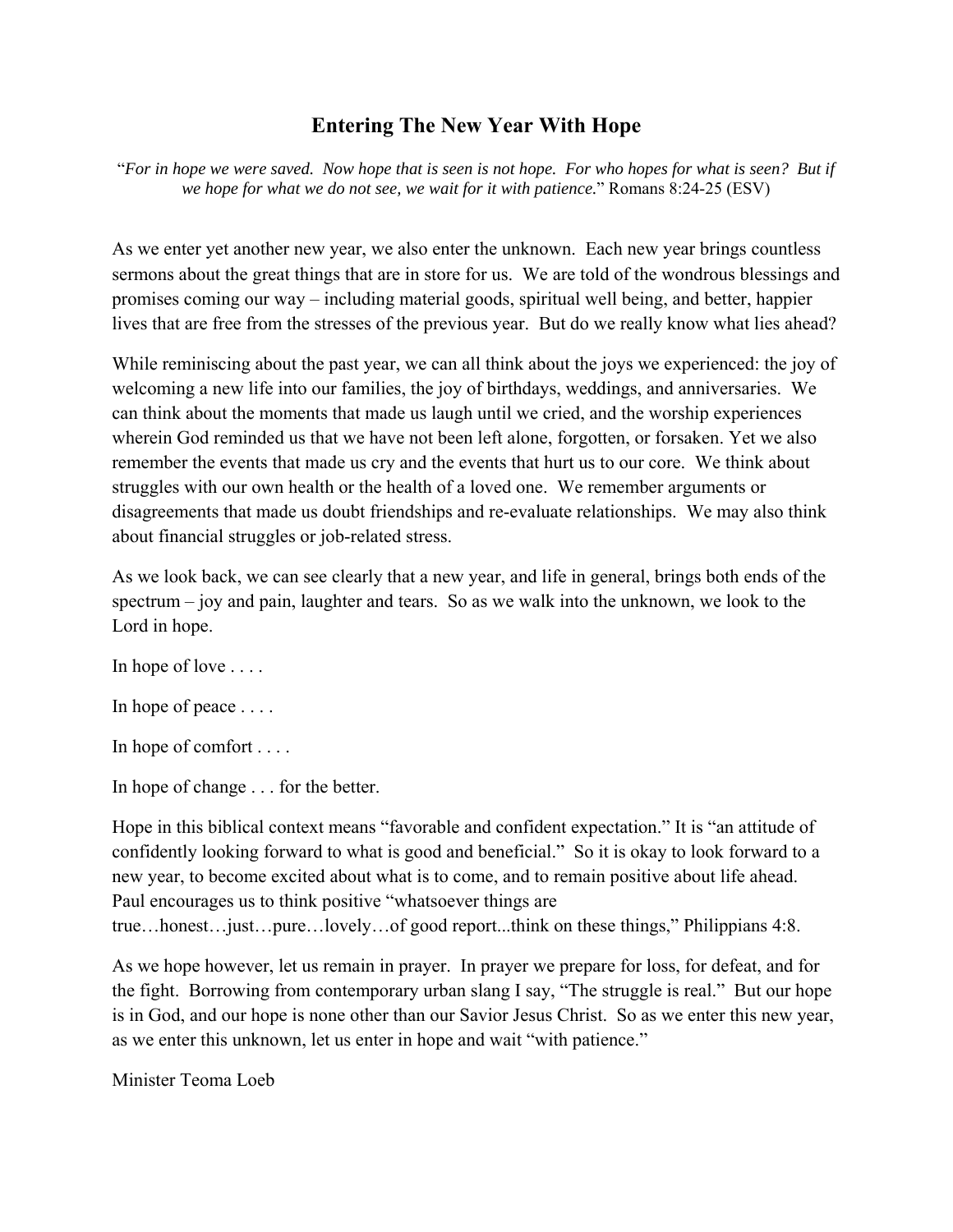# Entering The New Year With Hope

"*For in hope we were saved. Now hope that is seen is not hope. For who hopes for what is seen? But if we hope for what we do not see, we wait for it with patience.*" Romans 8:24-25 (ESV)

As we enter yet another new year, we also enter the unknown. Each new year brings countless sermons about the great things that are in store for us. We are told of the wondrous blessings and promises coming our way – including material goods, spiritual well being, and better, happier lives that are free from the stresses of the previous year. But do we really know what lies ahead?

While reminiscing about the past year, we can all think about the joys we experienced: the joy of welcoming a new life into our families, the joy of birthdays, weddings, and anniversaries. We can think about the moments that made us laugh until we cried, and the worship experiences wherein God reminded us that we have not been left alone, forgotten, or forsaken. Yet we also remember the events that made us cry and the events that hurt us to our core. We think about struggles with our own health or the health of a loved one. We remember arguments or disagreements that made us doubt friendships and re-evaluate relationships. We may also think about financial struggles or job-related stress.

As we look back, we can see clearly that a new year, and life in general, brings both ends of the spectrum – joy and pain, laughter and tears. So as we walk into the unknown, we look to the Lord in hope.

In hope of love . . . .

In hope of peace . . . .

In hope of comfort . . . .

In hope of change . . . for the better.

Hope in this biblical context means "favorable and confident expectation." It is "an attitude of confidently looking forward to what is good and beneficial." So it is okay to look forward to a new year, to become excited about what is to come, and to remain positive about life ahead. Paul encourages us to think positive "whatsoever things are true…honest…just…pure…lovely…of good report...think on these things," Philippians 4:8.

As we hope however, let us remain in prayer. In prayer we prepare for loss, for defeat, and for the fight. Borrowing from contemporary urban slang I say, "The struggle is real." But our hope is in God, and our hope is none other than our Savior Jesus Christ. So as we enter this new year, as we enter this unknown, let us enter in hope and wait "with patience."

Minister Teoma Loeb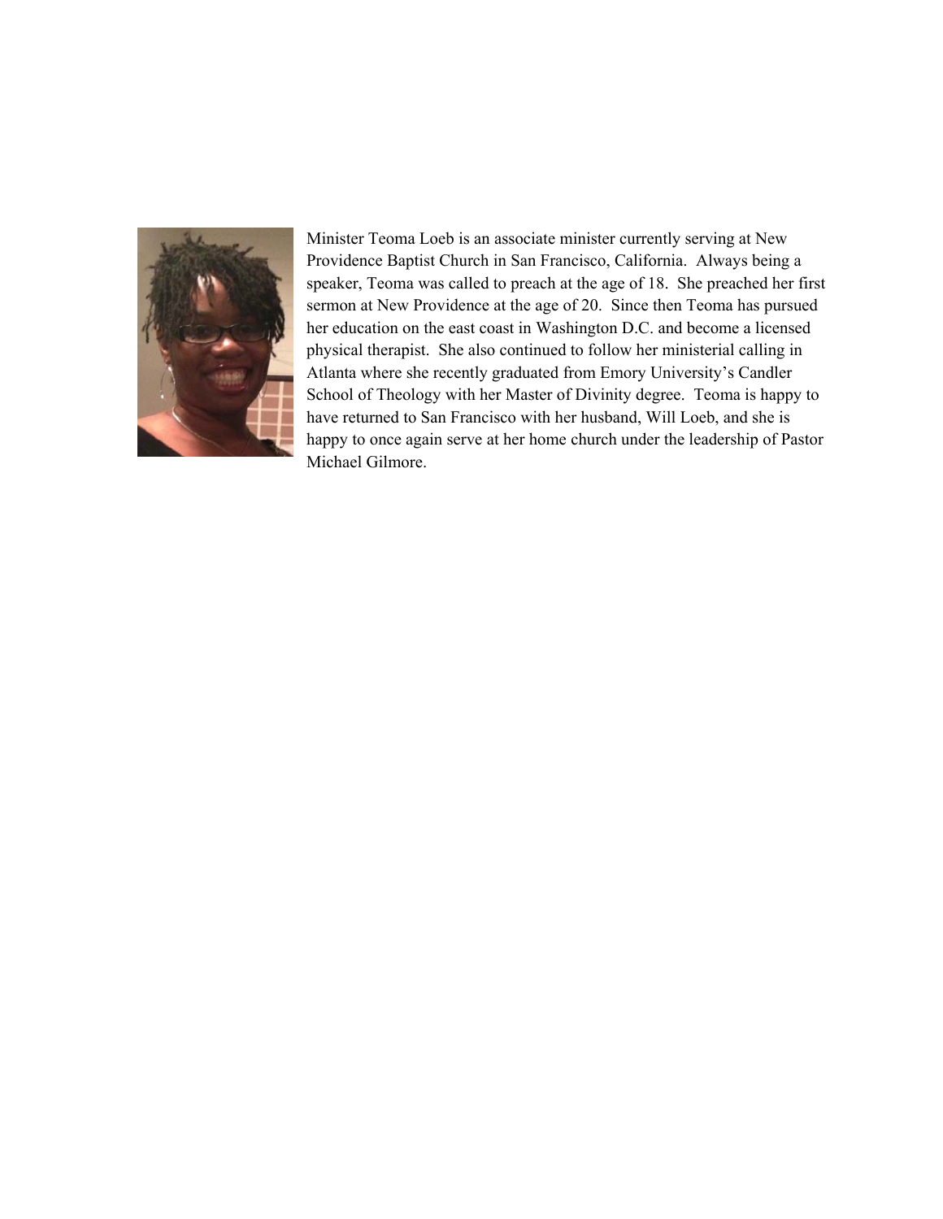Minister Teoma Loeb is an associate minister currently serving at New Providence Baptist Church in San Francisco, California. Always being a speaker, Teoma was called to preach at the age of 18. She preached her first sermon at New Providence at the age of 20. Since then Teoma has pursued her education on the east coast in Washington D.C. and become a licensed physical therapist. She also continued to follow her ministerial calling in Atlanta where she recently graduated from Emory University's Candler School of Theology with her Master of Divinity degree. Teoma is happy to have returned to San Francisco with her husband, Will Loeb, and she is happy to once again serve at her home church under the leadership of Pastor Michael Gilmore.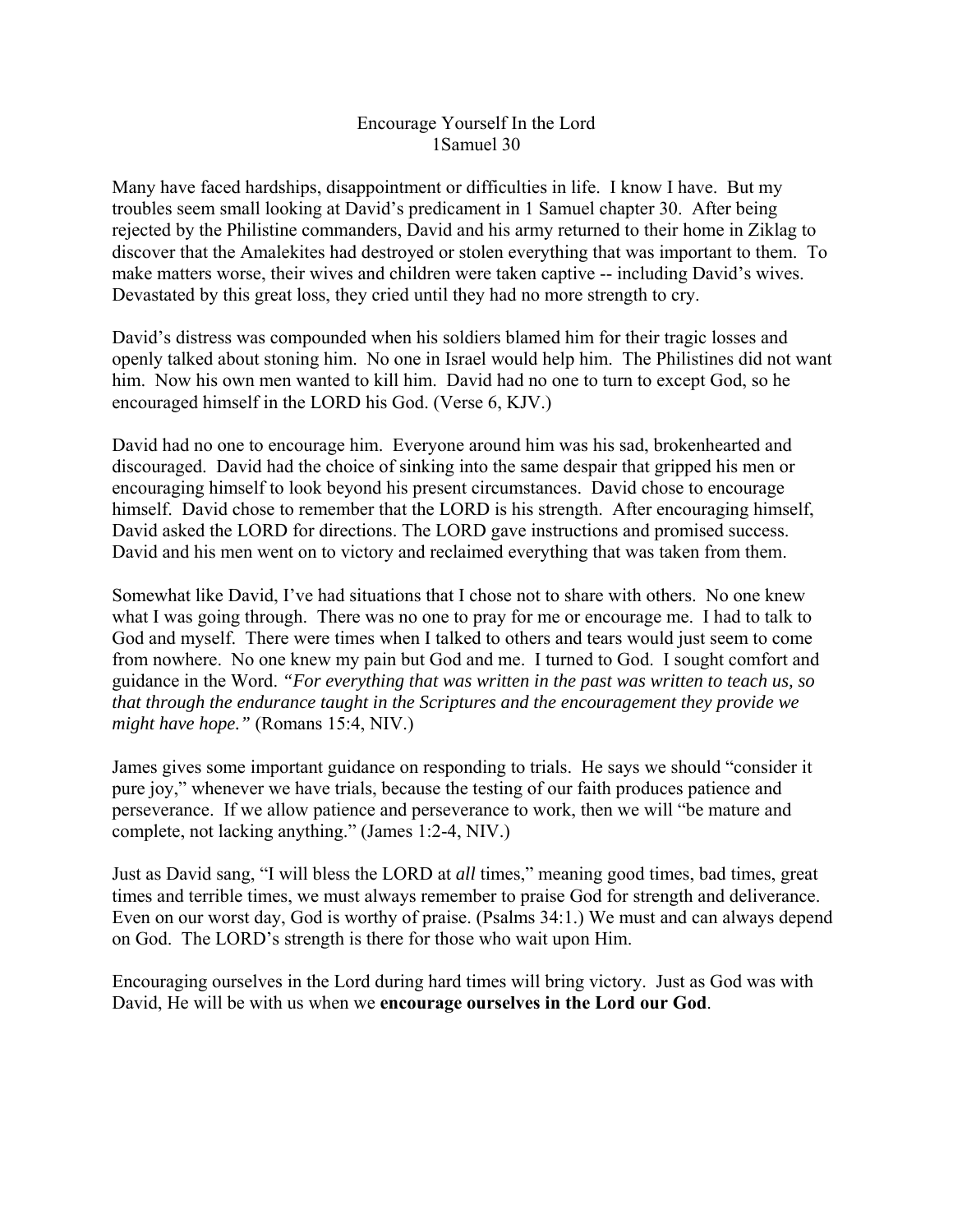# Encourage Yourself In the Lord
## 1Samuel 30

Many have faced hardships, disappointment or difficulties in life. I know I have. But my troubles seem small looking at David's predicament in 1 Samuel chapter 30. After being rejected by the Philistine commanders, David and his army returned to their home in Ziklag to discover that the Amalekites had destroyed or stolen everything that was important to them. To make matters worse, their wives and children were taken captive -- including David's wives. Devastated by this great loss, they cried until they had no more strength to cry.

David's distress was compounded when his soldiers blamed him for their tragic losses and openly talked about stoning him. No one in Israel would help him. The Philistines did not want him. Now his own men wanted to kill him. David had no one to turn to except God, so he encouraged himself in the LORD his God. (Verse 6, KJV.)

David had no one to encourage him. Everyone around him was his sad, brokenhearted and discouraged. David had the choice of sinking into the same despair that gripped his men or encouraging himself to look beyond his present circumstances. David chose to encourage himself. David chose to remember that the LORD is his strength. After encouraging himself, David asked the LORD for directions. The LORD gave instructions and promised success. David and his men went on to victory and reclaimed everything that was taken from them.

Somewhat like David, I've had situations that I chose not to share with others. No one knew what I was going through. There was no one to pray for me or encourage me. I had to talk to God and myself. There were times when I talked to others and tears would just seem to come from nowhere. No one knew my pain but God and me. I turned to God. I sought comfort and guidance in the Word. *"For everything that was written in the past was written to teach us, so that through the endurance taught in the Scriptures and the encouragement they provide we might have hope."* (Romans 15:4, NIV.)

James gives some important guidance on responding to trials. He says we should "consider it pure joy," whenever we have trials, because the testing of our faith produces patience and perseverance. If we allow patience and perseverance to work, then we will "be mature and complete, not lacking anything." (James 1:2-4, NIV.)

Just as David sang, "I will bless the LORD at *all* times," meaning good times, bad times, great times and terrible times, we must always remember to praise God for strength and deliverance. Even on our worst day, God is worthy of praise. (Psalms 34:1.) We must and can always depend on God. The LORD's strength is there for those who wait upon Him.

Encouraging ourselves in the Lord during hard times will bring victory. Just as God was with David, He will be with us when we **encourage ourselves in the Lord our God**.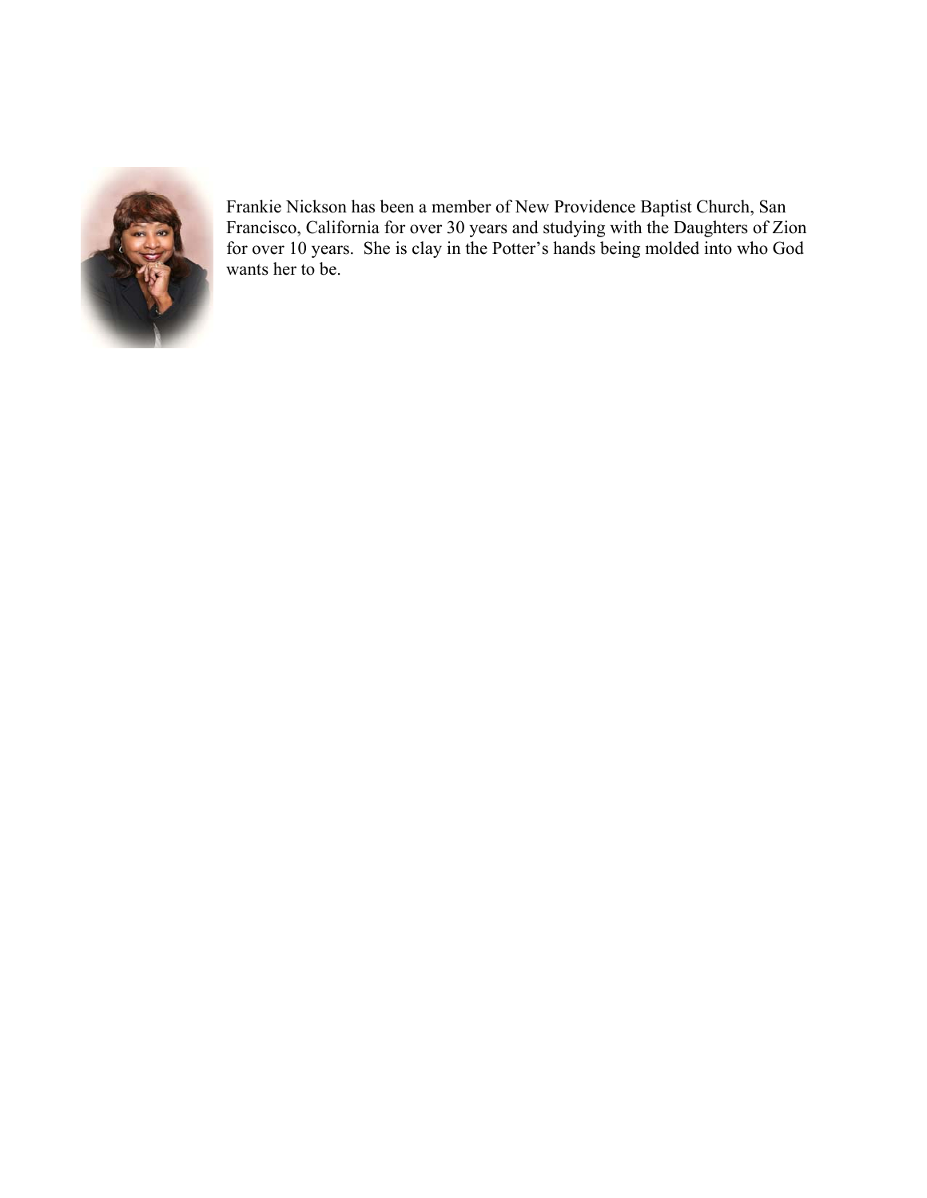Frankie Nickson has been a member of New Providence Baptist Church, San Francisco, California for over 30 years and studying with the Daughters of Zion for over 10 years. She is clay in the Potter's hands being molded into who God wants her to be.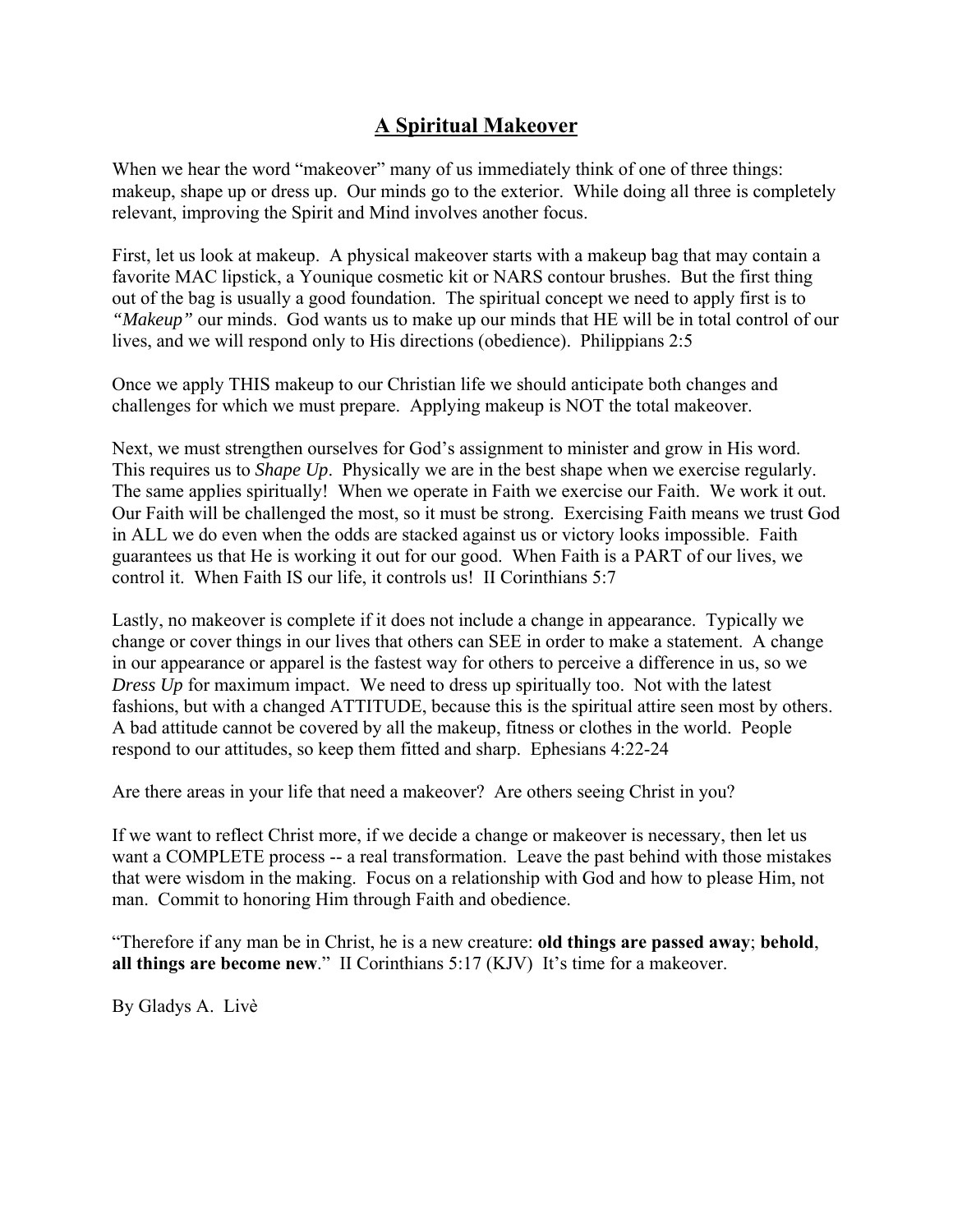# <u>A Spiritual Makeover</u>

When we hear the word "makeover" many of us immediately think of one of three things: makeup, shape up or dress up. Our minds go to the exterior. While doing all three is completely relevant, improving the Spirit and Mind involves another focus.

First, let us look at makeup. A physical makeover starts with a makeup bag that may contain a favorite MAC lipstick, a Younique cosmetic kit or NARS contour brushes. But the first thing out of the bag is usually a good foundation. The spiritual concept we need to apply first is to *"Makeup"* our minds. God wants us to make up our minds that HE will be in total control of our lives, and we will respond only to His directions (obedience). Philippians 2:5

Once we apply THIS makeup to our Christian life we should anticipate both changes and challenges for which we must prepare. Applying makeup is NOT the total makeover.

Next, we must strengthen ourselves for God's assignment to minister and grow in His word. This requires us to *Shape Up*. Physically we are in the best shape when we exercise regularly. The same applies spiritually! When we operate in Faith we exercise our Faith. We work it out. Our Faith will be challenged the most, so it must be strong. Exercising Faith means we trust God in ALL we do even when the odds are stacked against us or victory looks impossible. Faith guarantees us that He is working it out for our good. When Faith is a PART of our lives, we control it. When Faith IS our life, it controls us! II Corinthians 5:7

Lastly, no makeover is complete if it does not include a change in appearance. Typically we change or cover things in our lives that others can SEE in order to make a statement. A change in our appearance or apparel is the fastest way for others to perceive a difference in us, so we *Dress Up* for maximum impact. We need to dress up spiritually too. Not with the latest fashions, but with a changed ATTITUDE, because this is the spiritual attire seen most by others. A bad attitude cannot be covered by all the makeup, fitness or clothes in the world. People respond to our attitudes, so keep them fitted and sharp. Ephesians 4:22-24

Are there areas in your life that need a makeover? Are others seeing Christ in you?

If we want to reflect Christ more, if we decide a change or makeover is necessary, then let us want a COMPLETE process -- a real transformation. Leave the past behind with those mistakes that were wisdom in the making. Focus on a relationship with God and how to please Him, not man. Commit to honoring Him through Faith and obedience.

"Therefore if any man be in Christ, he is a new creature: **old things are passed away**; **behold**, **all things are become new**." II Corinthians 5:17 (KJV) It's time for a makeover.

By Gladys A. Livè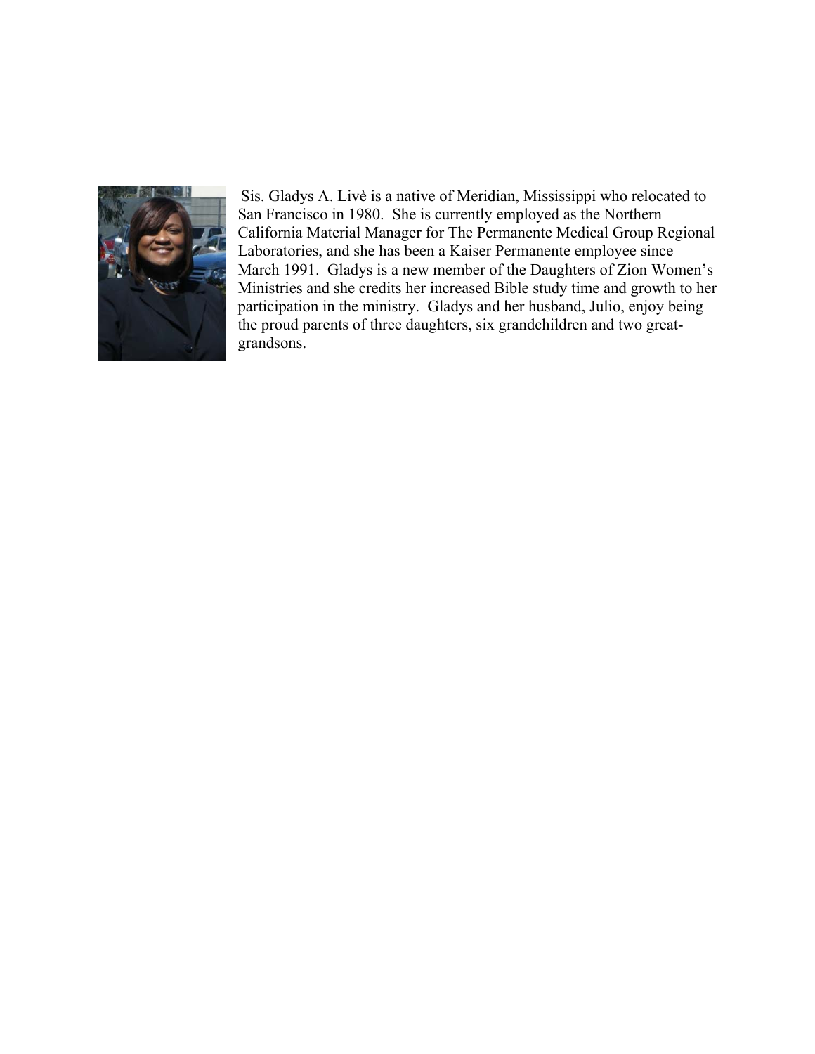Sis. Gladys A. Livè is a native of Meridian, Mississippi who relocated to San Francisco in 1980. She is currently employed as the Northern California Material Manager for The Permanente Medical Group Regional Laboratories, and she has been a Kaiser Permanente employee since March 1991. Gladys is a new member of the Daughters of Zion Women's Ministries and she credits her increased Bible study time and growth to her participation in the ministry. Gladys and her husband, Julio, enjoy being the proud parents of three daughters, six grandchildren and two great-grandsons.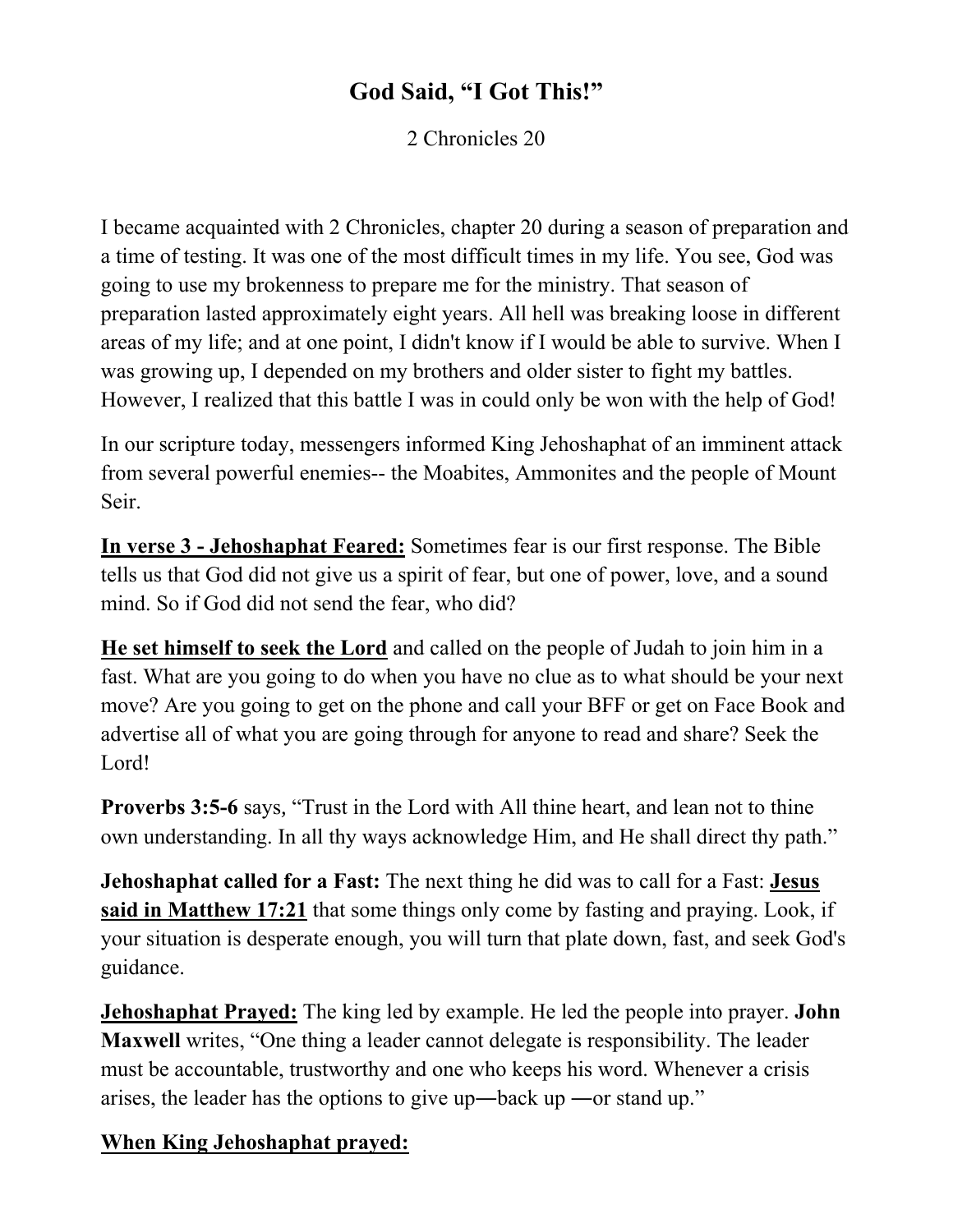# God Said, "I Got This!"

2 Chronicles 20

I became acquainted with 2 Chronicles, chapter 20 during a season of preparation and a time of testing. It was one of the most difficult times in my life. You see, God was going to use my brokenness to prepare me for the ministry. That season of preparation lasted approximately eight years. All hell was breaking loose in different areas of my life; and at one point, I didn't know if I would be able to survive. When I was growing up, I depended on my brothers and older sister to fight my battles. However, I realized that this battle I was in could only be won with the help of God!

In our scripture today, messengers informed King Jehoshaphat of an imminent attack from several powerful enemies-- the Moabites, Ammonites and the people of Mount Seir.

<u>**In verse 3 - Jehoshaphat Feared:**</u> Sometimes fear is our first response. The Bible tells us that God did not give us a spirit of fear, but one of power, love, and a sound mind. So if God did not send the fear, who did?

<u>**He set himself to seek the Lord**</u> and called on the people of Judah to join him in a fast. What are you going to do when you have no clue as to what should be your next move? Are you going to get on the phone and call your BFF or get on Face Book and advertise all of what you are going through for anyone to read and share? Seek the Lord!

**Proverbs 3:5-6** says, "Trust in the Lord with All thine heart, and lean not to thine own understanding. In all thy ways acknowledge Him, and He shall direct thy path."

**Jehoshaphat called for a Fast:** The next thing he did was to call for a Fast: <u>**Jesus said in Matthew 17:21**</u> that some things only come by fasting and praying. Look, if your situation is desperate enough, you will turn that plate down, fast, and seek God's guidance.

<u>**Jehoshaphat Prayed:**</u> The king led by example. He led the people into prayer. **John Maxwell** writes, "One thing a leader cannot delegate is responsibility. The leader must be accountable, trustworthy and one who keeps his word. Whenever a crisis arises, the leader has the options to give up―back up ―or stand up."

<u>**When King Jehoshaphat prayed:**</u>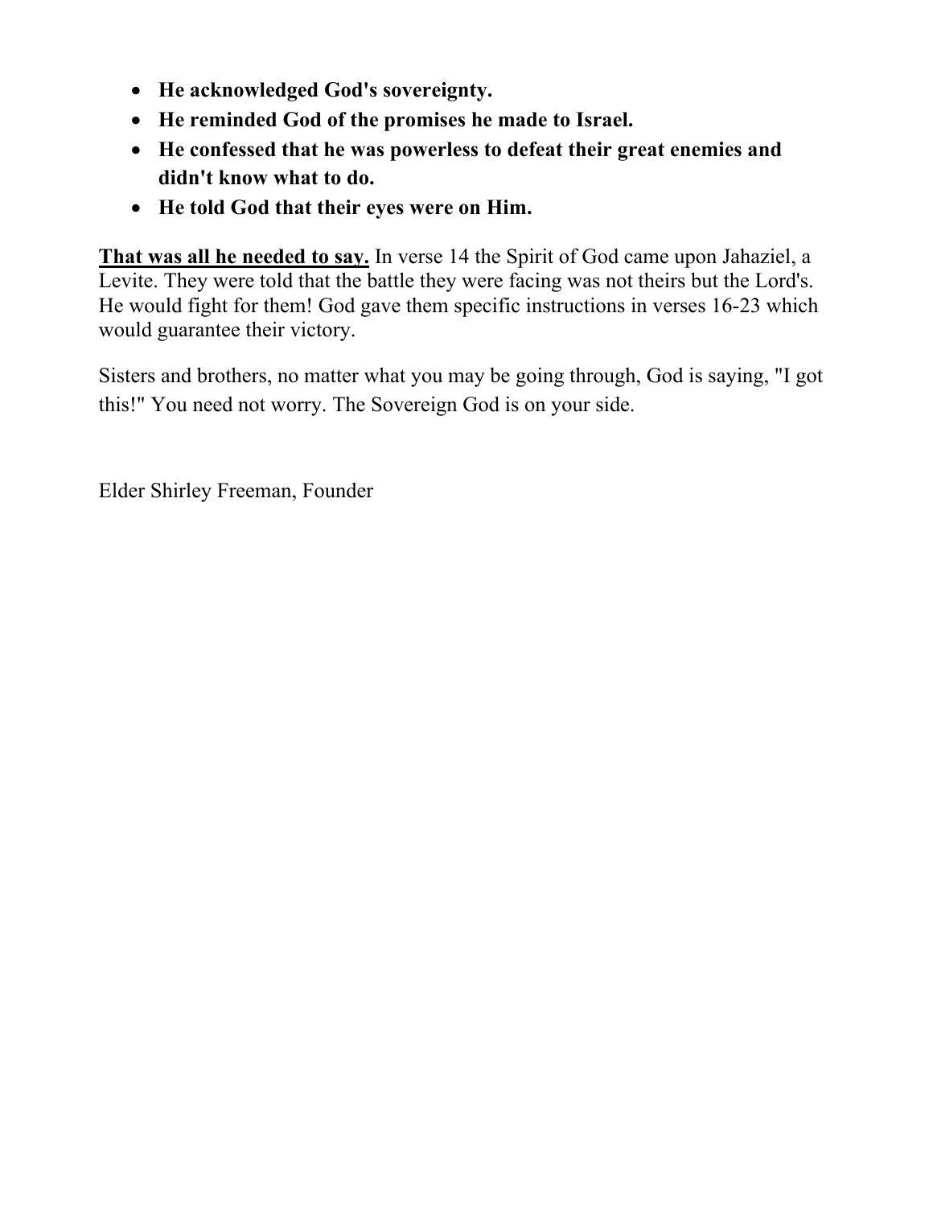- **He acknowledged God's sovereignty.**
- **He reminded God of the promises he made to Israel.**
- **He confessed that he was powerless to defeat their great enemies and didn't know what to do.**
- **He told God that their eyes were on Him.**

<u>**That was all he needed to say.**</u> In verse 14 the Spirit of God came upon Jahaziel, a Levite. They were told that the battle they were facing was not theirs but the Lord's. He would fight for them! God gave them specific instructions in verses 16-23 which would guarantee their victory.

Sisters and brothers, no matter what you may be going through, God is saying, "I got this!" You need not worry. The Sovereign God is on your side.

Elder Shirley Freeman, Founder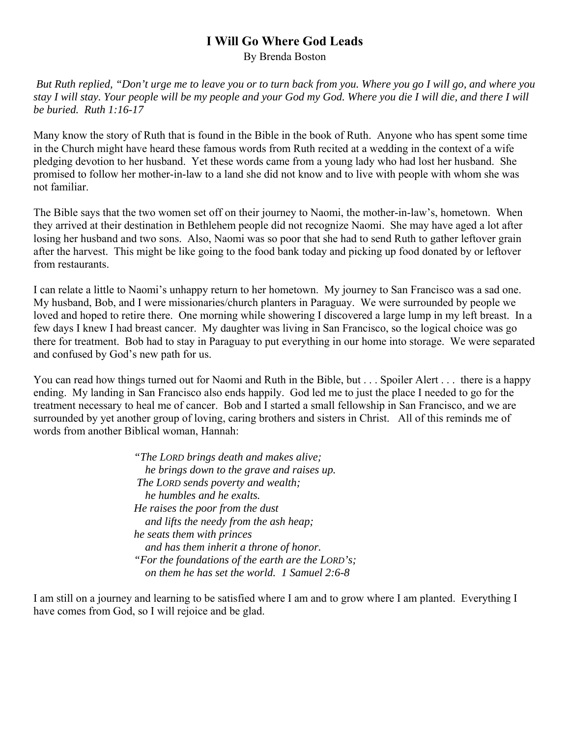# I Will Go Where God Leads

By Brenda Boston

*But Ruth replied, "Don't urge me to leave you or to turn back from you. Where you go I will go, and where you stay I will stay. Your people will be my people and your God my God. Where you die I will die, and there I will be buried. Ruth 1:16-17*

Many know the story of Ruth that is found in the Bible in the book of Ruth. Anyone who has spent some time in the Church might have heard these famous words from Ruth recited at a wedding in the context of a wife pledging devotion to her husband. Yet these words came from a young lady who had lost her husband. She promised to follow her mother-in-law to a land she did not know and to live with people with whom she was not familiar.

The Bible says that the two women set off on their journey to Naomi, the mother-in-law's, hometown. When they arrived at their destination in Bethlehem people did not recognize Naomi. She may have aged a lot after losing her husband and two sons. Also, Naomi was so poor that she had to send Ruth to gather leftover grain after the harvest. This might be like going to the food bank today and picking up food donated by or leftover from restaurants.

I can relate a little to Naomi's unhappy return to her hometown. My journey to San Francisco was a sad one. My husband, Bob, and I were missionaries/church planters in Paraguay. We were surrounded by people we loved and hoped to retire there. One morning while showering I discovered a large lump in my left breast. In a few days I knew I had breast cancer. My daughter was living in San Francisco, so the logical choice was go there for treatment. Bob had to stay in Paraguay to put everything in our home into storage. We were separated and confused by God's new path for us.

You can read how things turned out for Naomi and Ruth in the Bible, but . . . Spoiler Alert . . . there is a happy ending. My landing in San Francisco also ends happily. God led me to just the place I needed to go for the treatment necessary to heal me of cancer. Bob and I started a small fellowship in San Francisco, and we are surrounded by yet another group of loving, caring brothers and sisters in Christ. All of this reminds me of words from another Biblical woman, Hannah:

*"The LORD brings death and makes alive;*
*he brings down to the grave and raises up.*
*The LORD sends poverty and wealth;*
*he humbles and he exalts.*
*He raises the poor from the dust*
*and lifts the needy from the ash heap;*
*he seats them with princes*
*and has them inherit a throne of honor.*
*"For the foundations of the earth are the LORD's;*
*on them he has set the world. 1 Samuel 2:6-8*

I am still on a journey and learning to be satisfied where I am and to grow where I am planted. Everything I have comes from God, so I will rejoice and be glad.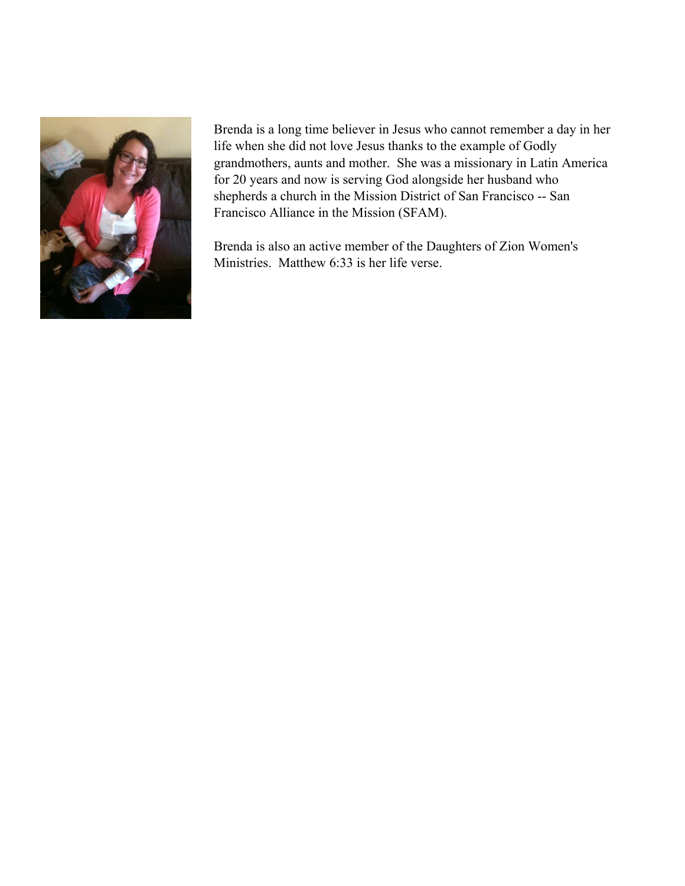Brenda is a long time believer in Jesus who cannot remember a day in her life when she did not love Jesus thanks to the example of Godly grandmothers, aunts and mother. She was a missionary in Latin America for 20 years and now is serving God alongside her husband who shepherds a church in the Mission District of San Francisco -- San Francisco Alliance in the Mission (SFAM).

Brenda is also an active member of the Daughters of Zion Women's Ministries. Matthew 6:33 is her life verse.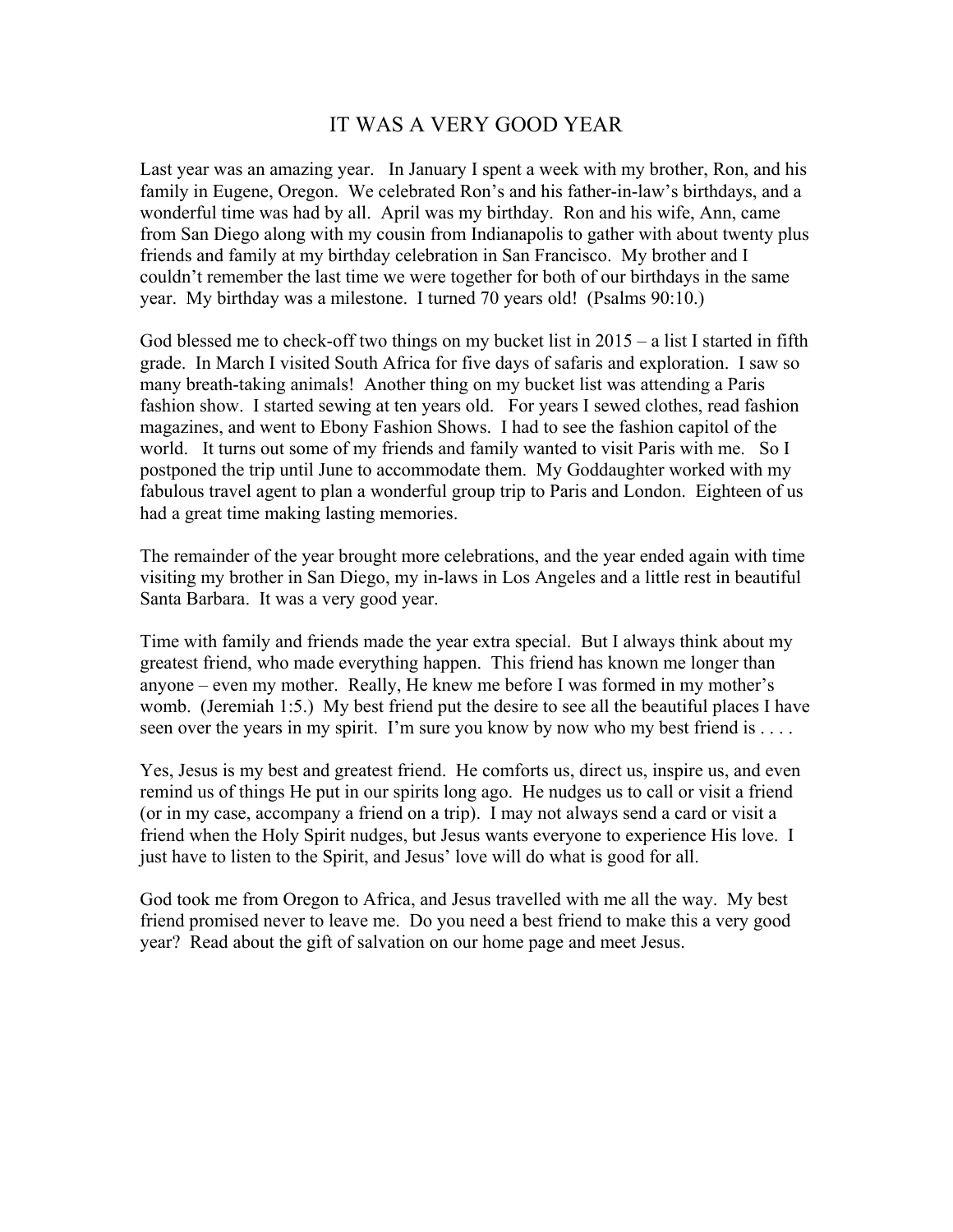# IT WAS A VERY GOOD YEAR

Last year was an amazing year. In January I spent a week with my brother, Ron, and his family in Eugene, Oregon. We celebrated Ron's and his father-in-law's birthdays, and a wonderful time was had by all. April was my birthday. Ron and his wife, Ann, came from San Diego along with my cousin from Indianapolis to gather with about twenty plus friends and family at my birthday celebration in San Francisco. My brother and I couldn't remember the last time we were together for both of our birthdays in the same year. My birthday was a milestone. I turned 70 years old! (Psalms 90:10.)

God blessed me to check-off two things on my bucket list in 2015 – a list I started in fifth grade. In March I visited South Africa for five days of safaris and exploration. I saw so many breath-taking animals! Another thing on my bucket list was attending a Paris fashion show. I started sewing at ten years old. For years I sewed clothes, read fashion magazines, and went to Ebony Fashion Shows. I had to see the fashion capitol of the world. It turns out some of my friends and family wanted to visit Paris with me. So I postponed the trip until June to accommodate them. My Goddaughter worked with my fabulous travel agent to plan a wonderful group trip to Paris and London. Eighteen of us had a great time making lasting memories.

The remainder of the year brought more celebrations, and the year ended again with time visiting my brother in San Diego, my in-laws in Los Angeles and a little rest in beautiful Santa Barbara. It was a very good year.

Time with family and friends made the year extra special. But I always think about my greatest friend, who made everything happen. This friend has known me longer than anyone – even my mother. Really, He knew me before I was formed in my mother's womb. (Jeremiah 1:5.) My best friend put the desire to see all the beautiful places I have seen over the years in my spirit. I'm sure you know by now who my best friend is . . . .

Yes, Jesus is my best and greatest friend. He comforts us, direct us, inspire us, and even remind us of things He put in our spirits long ago. He nudges us to call or visit a friend (or in my case, accompany a friend on a trip). I may not always send a card or visit a friend when the Holy Spirit nudges, but Jesus wants everyone to experience His love. I just have to listen to the Spirit, and Jesus' love will do what is good for all.

God took me from Oregon to Africa, and Jesus travelled with me all the way. My best friend promised never to leave me. Do you need a best friend to make this a very good year? Read about the gift of salvation on our home page and meet Jesus.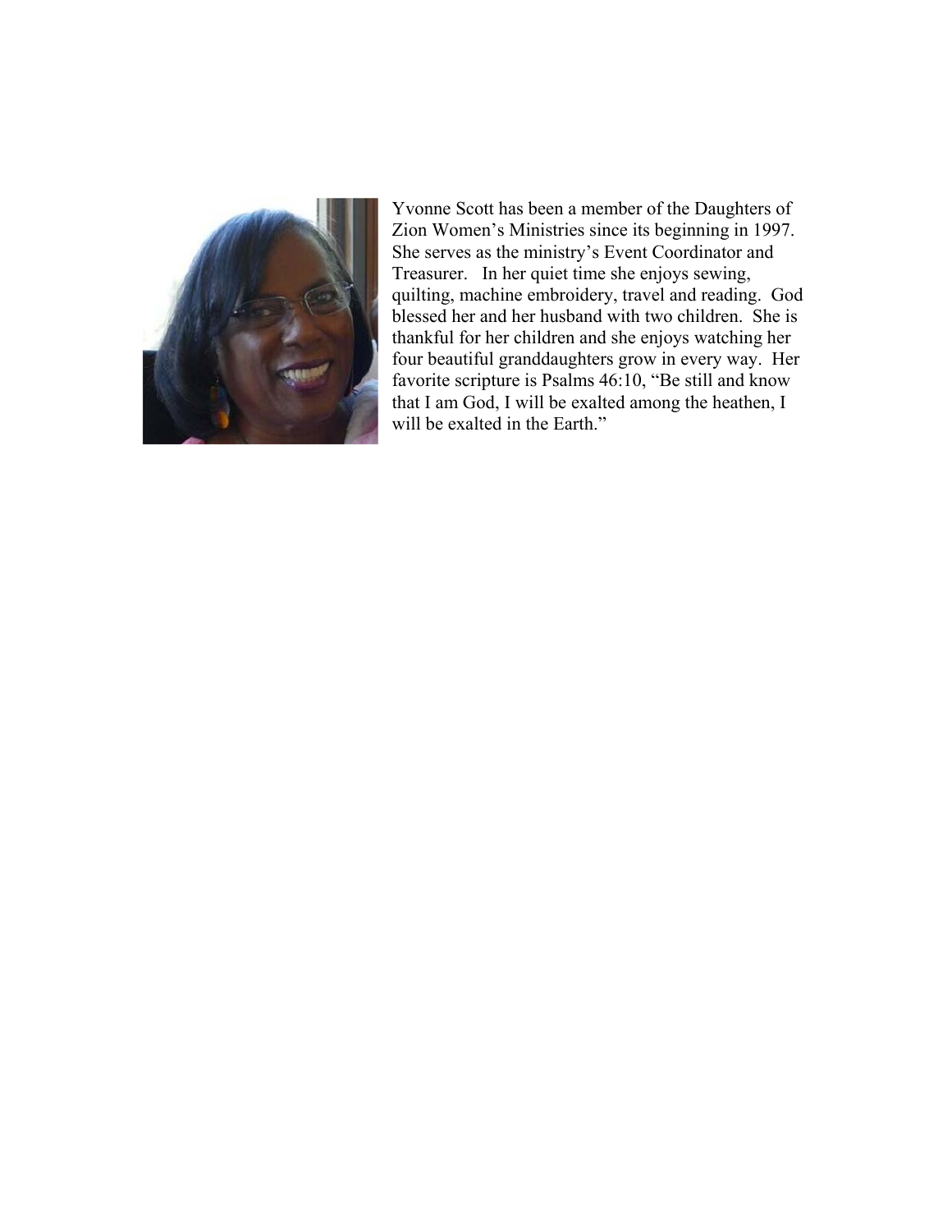Yvonne Scott has been a member of the Daughters of Zion Women's Ministries since its beginning in 1997. She serves as the ministry's Event Coordinator and Treasurer. In her quiet time she enjoys sewing, quilting, machine embroidery, travel and reading. God blessed her and her husband with two children. She is thankful for her children and she enjoys watching her four beautiful granddaughters grow in every way. Her favorite scripture is Psalms 46:10, "Be still and know that I am God, I will be exalted among the heathen, I will be exalted in the Earth."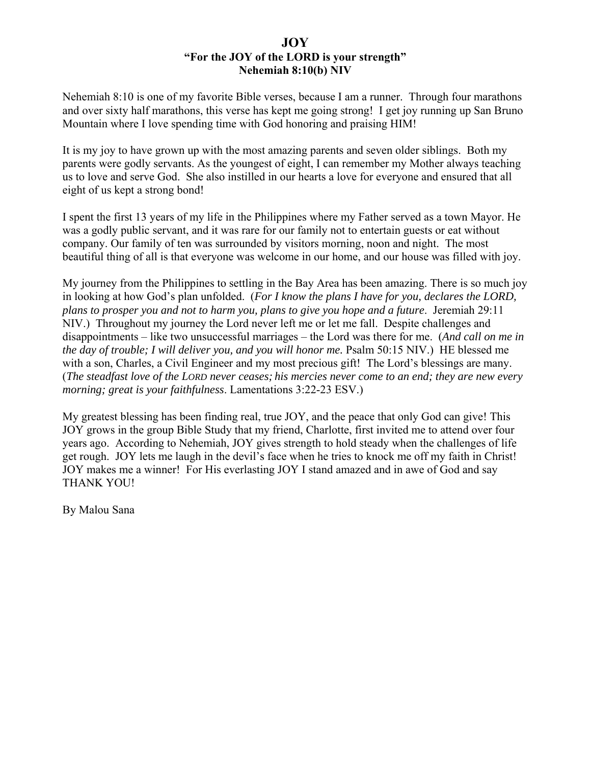# JOY

**"For the JOY of the LORD is your strength"**
**Nehemiah 8:10(b) NIV**

Nehemiah 8:10 is one of my favorite Bible verses, because I am a runner. Through four marathons and over sixty half marathons, this verse has kept me going strong! I get joy running up San Bruno Mountain where I love spending time with God honoring and praising HIM!

It is my joy to have grown up with the most amazing parents and seven older siblings. Both my parents were godly servants. As the youngest of eight, I can remember my Mother always teaching us to love and serve God. She also instilled in our hearts a love for everyone and ensured that all eight of us kept a strong bond!

I spent the first 13 years of my life in the Philippines where my Father served as a town Mayor. He was a godly public servant, and it was rare for our family not to entertain guests or eat without company. Our family of ten was surrounded by visitors morning, noon and night. The most beautiful thing of all is that everyone was welcome in our home, and our house was filled with joy.

My journey from the Philippines to settling in the Bay Area has been amazing. There is so much joy in looking at how God's plan unfolded. (*For I know the plans I have for you, declares the LORD, plans to prosper you and not to harm you, plans to give you hope and a future*. Jeremiah 29:11 NIV.) Throughout my journey the Lord never left me or let me fall. Despite challenges and disappointments – like two unsuccessful marriages – the Lord was there for me. (*And call on me in the day of trouble; I will deliver you, and you will honor me.* Psalm 50:15 NIV.) HE blessed me with a son, Charles, a Civil Engineer and my most precious gift! The Lord's blessings are many. (*The steadfast love of the LORD never ceases; his mercies never come to an end; they are new every morning; great is your faithfulness*. Lamentations 3:22-23 ESV.)

My greatest blessing has been finding real, true JOY, and the peace that only God can give! This JOY grows in the group Bible Study that my friend, Charlotte, first invited me to attend over four years ago. According to Nehemiah, JOY gives strength to hold steady when the challenges of life get rough. JOY lets me laugh in the devil's face when he tries to knock me off my faith in Christ! JOY makes me a winner! For His everlasting JOY I stand amazed and in awe of God and say THANK YOU!

By Malou Sana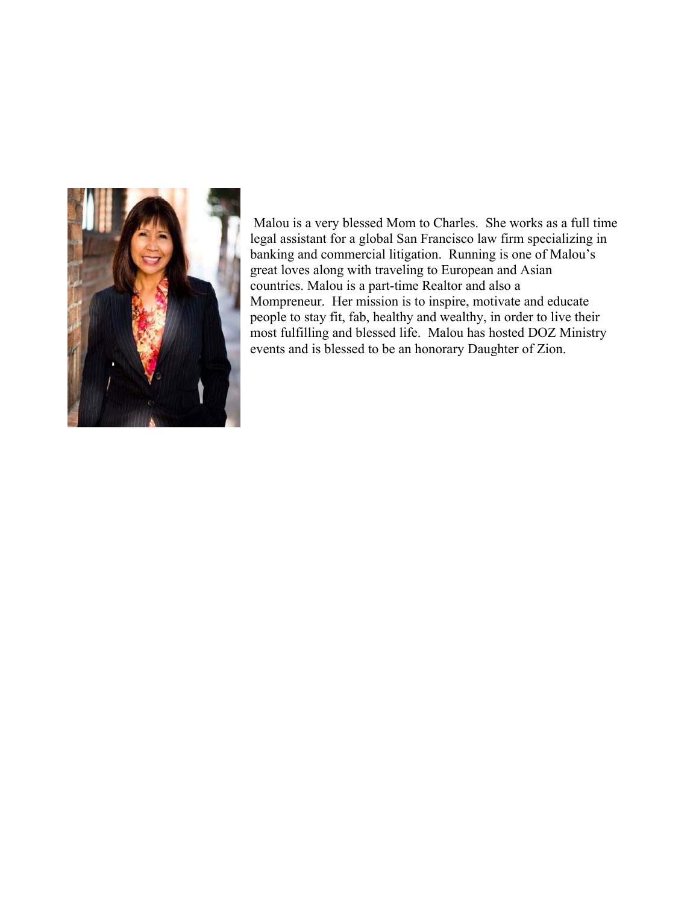Malou is a very blessed Mom to Charles. She works as a full time legal assistant for a global San Francisco law firm specializing in banking and commercial litigation. Running is one of Malou's great loves along with traveling to European and Asian countries. Malou is a part-time Realtor and also a Mompreneur. Her mission is to inspire, motivate and educate people to stay fit, fab, healthy and wealthy, in order to live their most fulfilling and blessed life. Malou has hosted DOZ Ministry events and is blessed to be an honorary Daughter of Zion.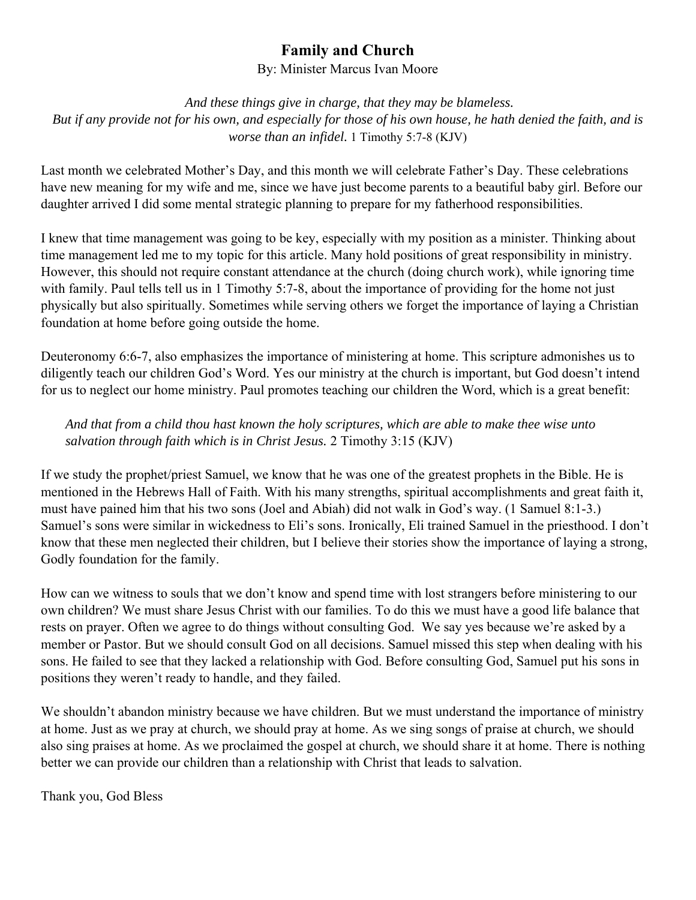## Family and Church

By: Minister Marcus Ivan Moore

*And these things give in charge, that they may be blameless.*
*But if any provide not for his own, and especially for those of his own house, he hath denied the faith, and is worse than an infidel.* 1 Timothy 5:7-8 (KJV)

Last month we celebrated Mother's Day, and this month we will celebrate Father's Day. These celebrations have new meaning for my wife and me, since we have just become parents to a beautiful baby girl. Before our daughter arrived I did some mental strategic planning to prepare for my fatherhood responsibilities.

I knew that time management was going to be key, especially with my position as a minister. Thinking about time management led me to my topic for this article. Many hold positions of great responsibility in ministry. However, this should not require constant attendance at the church (doing church work), while ignoring time with family. Paul tells tell us in 1 Timothy 5:7-8, about the importance of providing for the home not just physically but also spiritually. Sometimes while serving others we forget the importance of laying a Christian foundation at home before going outside the home.

Deuteronomy 6:6-7, also emphasizes the importance of ministering at home. This scripture admonishes us to diligently teach our children God's Word. Yes our ministry at the church is important, but God doesn't intend for us to neglect our home ministry. Paul promotes teaching our children the Word, which is a great benefit:

> *And that from a child thou hast known the holy scriptures, which are able to make thee wise unto salvation through faith which is in Christ Jesus.* 2 Timothy 3:15 (KJV)

If we study the prophet/priest Samuel, we know that he was one of the greatest prophets in the Bible. He is mentioned in the Hebrews Hall of Faith. With his many strengths, spiritual accomplishments and great faith it, must have pained him that his two sons (Joel and Abiah) did not walk in God's way. (1 Samuel 8:1-3.) Samuel's sons were similar in wickedness to Eli's sons. Ironically, Eli trained Samuel in the priesthood. I don't know that these men neglected their children, but I believe their stories show the importance of laying a strong, Godly foundation for the family.

How can we witness to souls that we don't know and spend time with lost strangers before ministering to our own children? We must share Jesus Christ with our families. To do this we must have a good life balance that rests on prayer. Often we agree to do things without consulting God. We say yes because we're asked by a member or Pastor. But we should consult God on all decisions. Samuel missed this step when dealing with his sons. He failed to see that they lacked a relationship with God. Before consulting God, Samuel put his sons in positions they weren't ready to handle, and they failed.

We shouldn't abandon ministry because we have children. But we must understand the importance of ministry at home. Just as we pray at church, we should pray at home. As we sing songs of praise at church, we should also sing praises at home. As we proclaimed the gospel at church, we should share it at home. There is nothing better we can provide our children than a relationship with Christ that leads to salvation.

Thank you, God Bless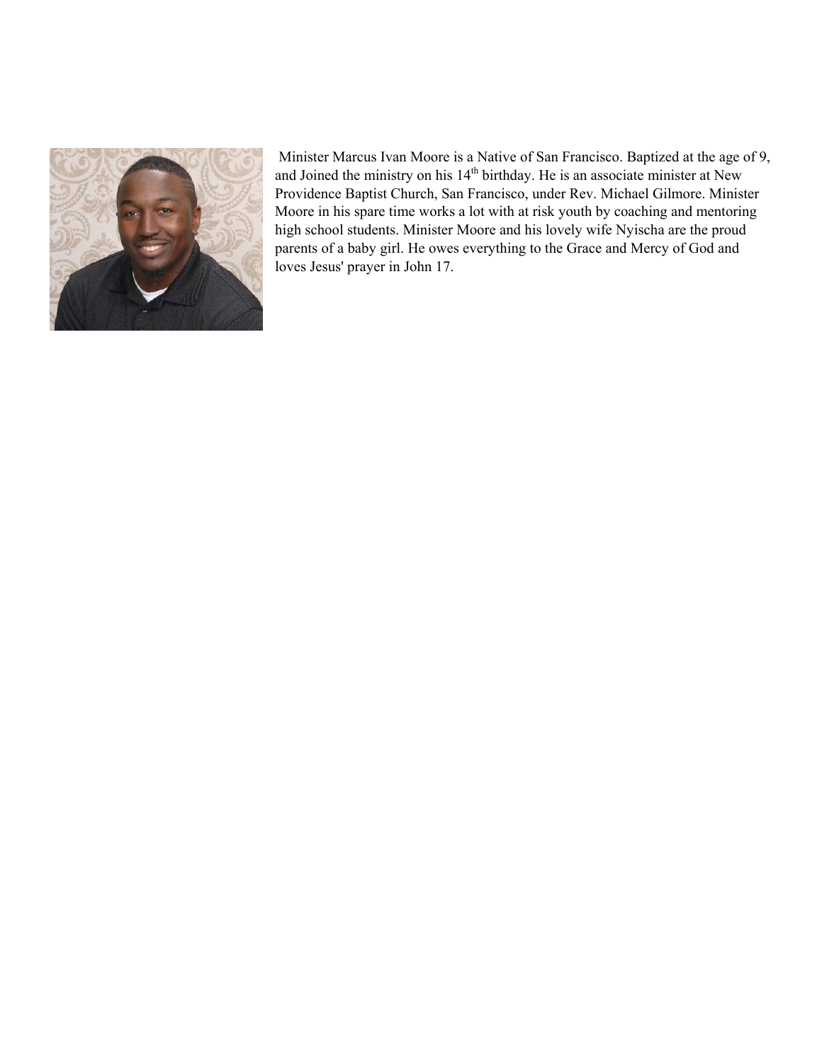Minister Marcus Ivan Moore is a Native of San Francisco. Baptized at the age of 9, and Joined the ministry on his 14th birthday. He is an associate minister at New Providence Baptist Church, San Francisco, under Rev. Michael Gilmore. Minister Moore in his spare time works a lot with at risk youth by coaching and mentoring high school students. Minister Moore and his lovely wife Nyischa are the proud parents of a baby girl. He owes everything to the Grace and Mercy of God and loves Jesus' prayer in John 17.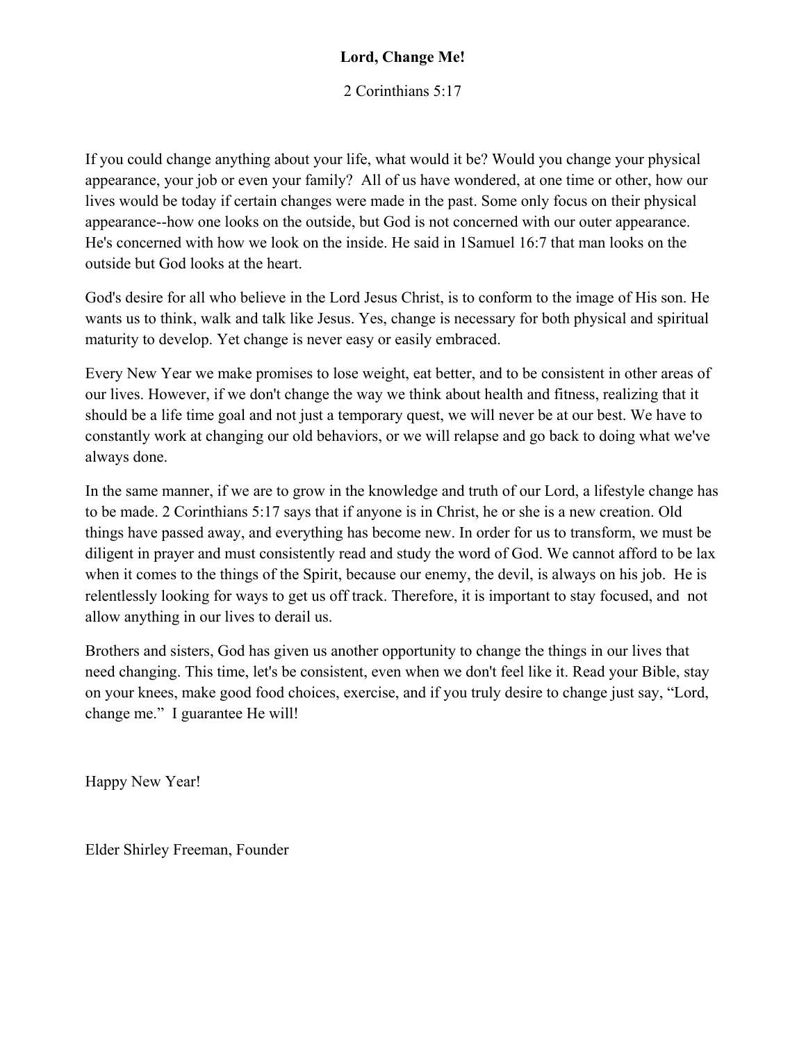**Lord, Change Me!**

2 Corinthians 5:17

If you could change anything about your life, what would it be? Would you change your physical appearance, your job or even your family? All of us have wondered, at one time or other, how our lives would be today if certain changes were made in the past. Some only focus on their physical appearance--how one looks on the outside, but God is not concerned with our outer appearance. He's concerned with how we look on the inside. He said in 1Samuel 16:7 that man looks on the outside but God looks at the heart.

God's desire for all who believe in the Lord Jesus Christ, is to conform to the image of His son. He wants us to think, walk and talk like Jesus. Yes, change is necessary for both physical and spiritual maturity to develop. Yet change is never easy or easily embraced.

Every New Year we make promises to lose weight, eat better, and to be consistent in other areas of our lives. However, if we don't change the way we think about health and fitness, realizing that it should be a life time goal and not just a temporary quest, we will never be at our best. We have to constantly work at changing our old behaviors, or we will relapse and go back to doing what we've always done.

In the same manner, if we are to grow in the knowledge and truth of our Lord, a lifestyle change has to be made. 2 Corinthians 5:17 says that if anyone is in Christ, he or she is a new creation. Old things have passed away, and everything has become new. In order for us to transform, we must be diligent in prayer and must consistently read and study the word of God. We cannot afford to be lax when it comes to the things of the Spirit, because our enemy, the devil, is always on his job. He is relentlessly looking for ways to get us off track. Therefore, it is important to stay focused, and not allow anything in our lives to derail us.

Brothers and sisters, God has given us another opportunity to change the things in our lives that need changing. This time, let's be consistent, even when we don't feel like it. Read your Bible, stay on your knees, make good food choices, exercise, and if you truly desire to change just say, "Lord, change me." I guarantee He will!

Happy New Year!

Elder Shirley Freeman, Founder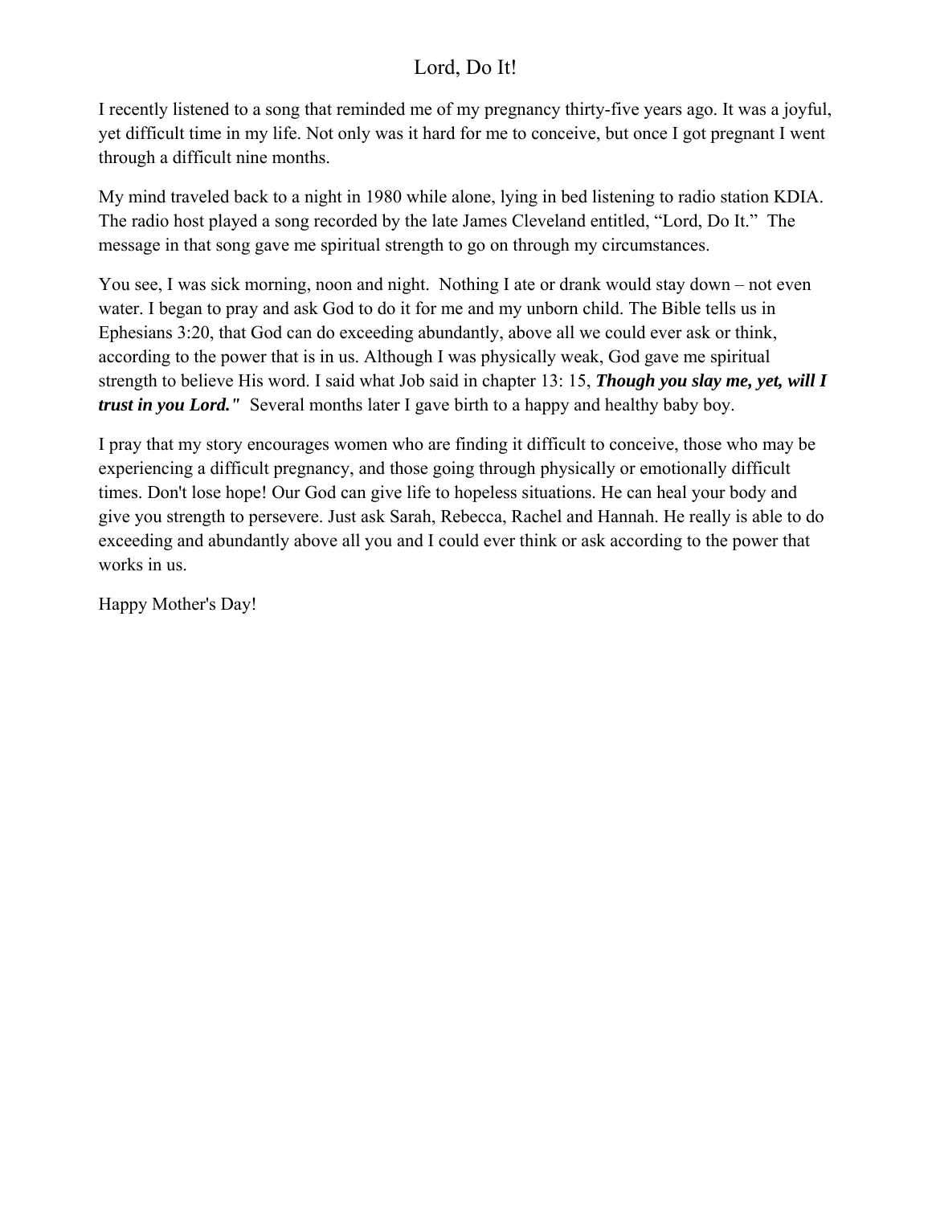# Lord, Do It!

I recently listened to a song that reminded me of my pregnancy thirty-five years ago. It was a joyful, yet difficult time in my life. Not only was it hard for me to conceive, but once I got pregnant I went through a difficult nine months.

My mind traveled back to a night in 1980 while alone, lying in bed listening to radio station KDIA. The radio host played a song recorded by the late James Cleveland entitled, “Lord, Do It.” The message in that song gave me spiritual strength to go on through my circumstances.

You see, I was sick morning, noon and night. Nothing I ate or drank would stay down – not even water. I began to pray and ask God to do it for me and my unborn child. The Bible tells us in Ephesians 3:20, that God can do exceeding abundantly, above all we could ever ask or think, according to the power that is in us. Although I was physically weak, God gave me spiritual strength to believe His word. I said what Job said in chapter 13: 15, ***Though you slay me, yet, will I trust in you Lord."*** Several months later I gave birth to a happy and healthy baby boy.

I pray that my story encourages women who are finding it difficult to conceive, those who may be experiencing a difficult pregnancy, and those going through physically or emotionally difficult times. Don't lose hope! Our God can give life to hopeless situations. He can heal your body and give you strength to persevere. Just ask Sarah, Rebecca, Rachel and Hannah. He really is able to do exceeding and abundantly above all you and I could ever think or ask according to the power that works in us.

Happy Mother's Day!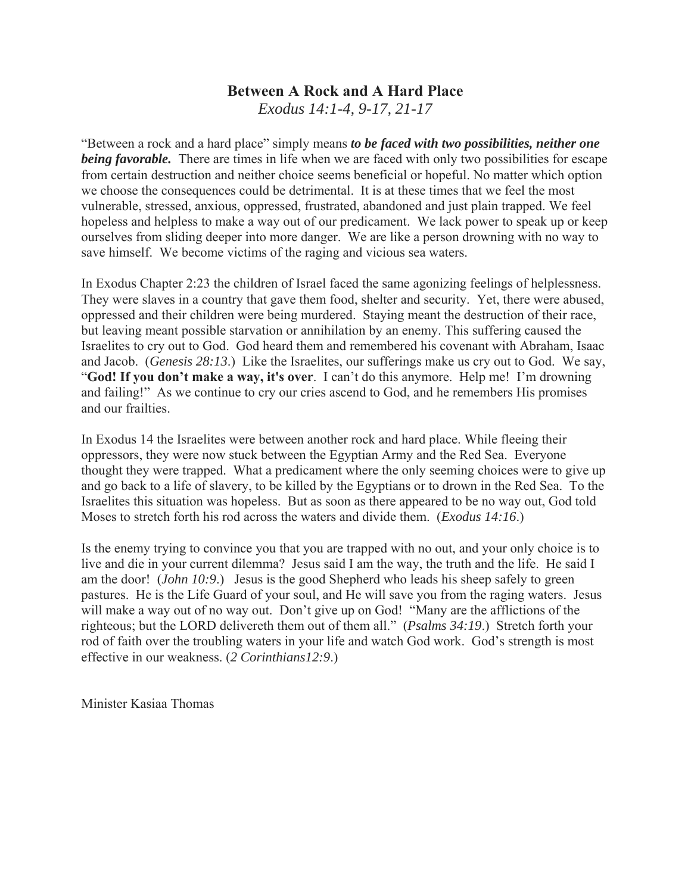# Between A Rock and A Hard Place

*Exodus 14:1-4, 9-17, 21-17*

"Between a rock and a hard place" simply means ***to be faced with two possibilities, neither one being favorable.*** There are times in life when we are faced with only two possibilities for escape from certain destruction and neither choice seems beneficial or hopeful. No matter which option we choose the consequences could be detrimental. It is at these times that we feel the most vulnerable, stressed, anxious, oppressed, frustrated, abandoned and just plain trapped. We feel hopeless and helpless to make a way out of our predicament. We lack power to speak up or keep ourselves from sliding deeper into more danger. We are like a person drowning with no way to save himself. We become victims of the raging and vicious sea waters.

In Exodus Chapter 2:23 the children of Israel faced the same agonizing feelings of helplessness. They were slaves in a country that gave them food, shelter and security. Yet, there were abused, oppressed and their children were being murdered. Staying meant the destruction of their race, but leaving meant possible starvation or annihilation by an enemy. This suffering caused the Israelites to cry out to God. God heard them and remembered his covenant with Abraham, Isaac and Jacob. (*Genesis 28:13*.) Like the Israelites, our sufferings make us cry out to God. We say, "**God! If you don't make a way, it's over**. I can't do this anymore. Help me! I'm drowning and failing!" As we continue to cry our cries ascend to God, and he remembers His promises and our frailties.

In Exodus 14 the Israelites were between another rock and hard place. While fleeing their oppressors, they were now stuck between the Egyptian Army and the Red Sea. Everyone thought they were trapped. What a predicament where the only seeming choices were to give up and go back to a life of slavery, to be killed by the Egyptians or to drown in the Red Sea. To the Israelites this situation was hopeless. But as soon as there appeared to be no way out, God told Moses to stretch forth his rod across the waters and divide them. (*Exodus 14:16*.)

Is the enemy trying to convince you that you are trapped with no out, and your only choice is to live and die in your current dilemma? Jesus said I am the way, the truth and the life. He said I am the door! (*John 10:9*.) Jesus is the good Shepherd who leads his sheep safely to green pastures. He is the Life Guard of your soul, and He will save you from the raging waters. Jesus will make a way out of no way out. Don't give up on God! "Many are the afflictions of the righteous; but the LORD delivereth them out of them all." (*Psalms 34:19*.) Stretch forth your rod of faith over the troubling waters in your life and watch God work. God's strength is most effective in our weakness. (*2 Corinthians12:9*.)

Minister Kasiaa Thomas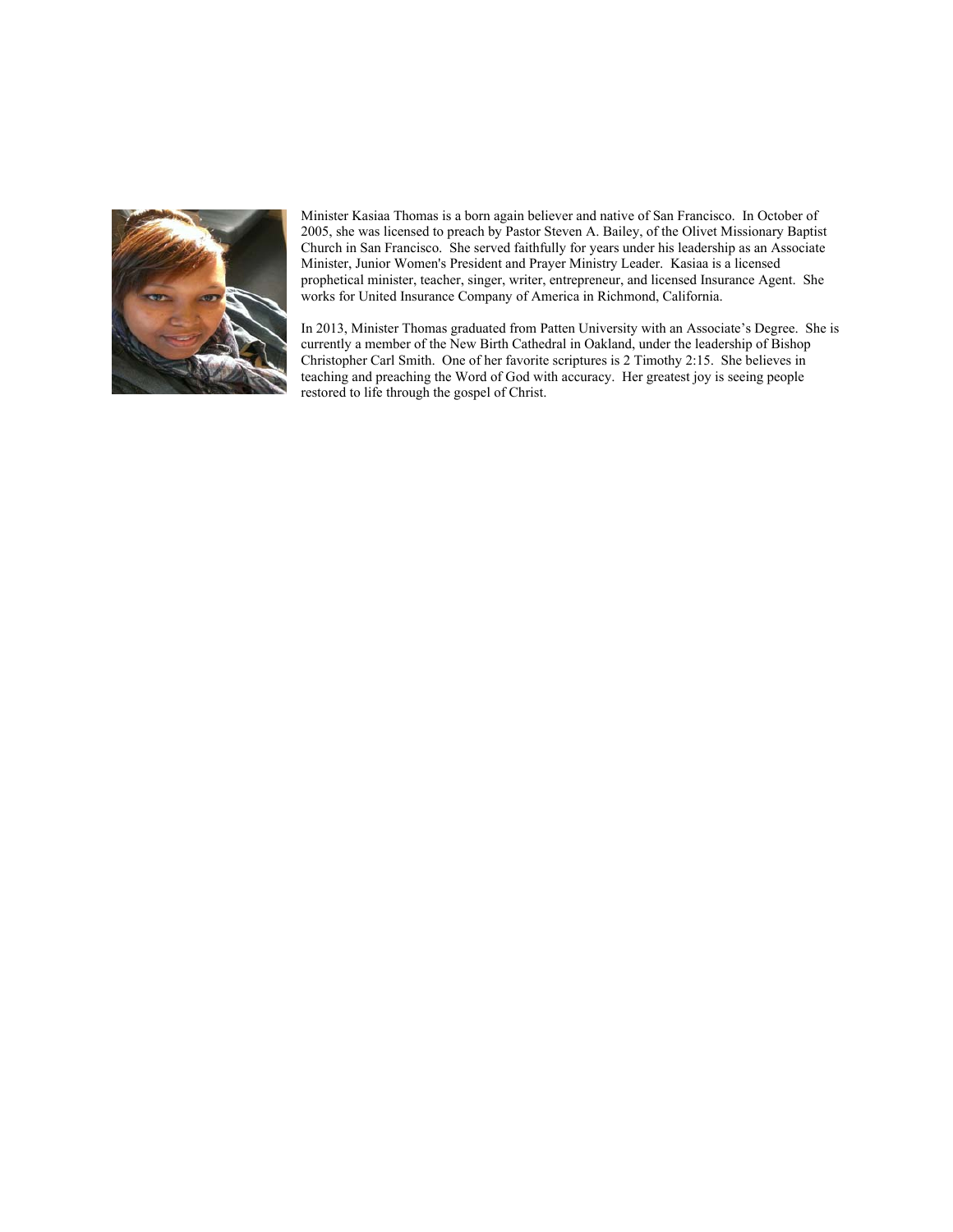Minister Kasiaa Thomas is a born again believer and native of San Francisco. In October of 2005, she was licensed to preach by Pastor Steven A. Bailey, of the Olivet Missionary Baptist Church in San Francisco. She served faithfully for years under his leadership as an Associate Minister, Junior Women's President and Prayer Ministry Leader. Kasiaa is a licensed prophetical minister, teacher, singer, writer, entrepreneur, and licensed Insurance Agent. She works for United Insurance Company of America in Richmond, California.

In 2013, Minister Thomas graduated from Patten University with an Associate's Degree. She is currently a member of the New Birth Cathedral in Oakland, under the leadership of Bishop Christopher Carl Smith. One of her favorite scriptures is 2 Timothy 2:15. She believes in teaching and preaching the Word of God with accuracy. Her greatest joy is seeing people restored to life through the gospel of Christ.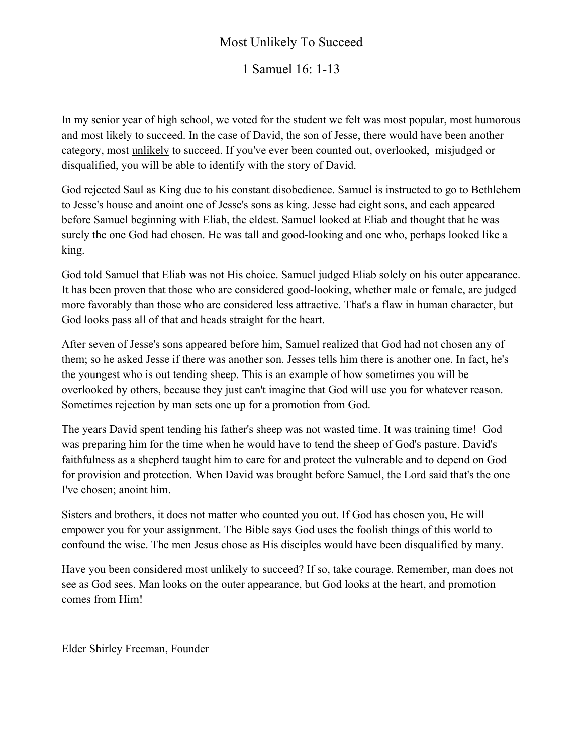# Most Unlikely To Succeed

## 1 Samuel 16: 1-13

In my senior year of high school, we voted for the student we felt was most popular, most humorous and most likely to succeed. In the case of David, the son of Jesse, there would have been another category, most <u>unlikely</u> to succeed. If you've ever been counted out, overlooked, misjudged or disqualified, you will be able to identify with the story of David.

God rejected Saul as King due to his constant disobedience. Samuel is instructed to go to Bethlehem to Jesse's house and anoint one of Jesse's sons as king. Jesse had eight sons, and each appeared before Samuel beginning with Eliab, the eldest. Samuel looked at Eliab and thought that he was surely the one God had chosen. He was tall and good-looking and one who, perhaps looked like a king.

God told Samuel that Eliab was not His choice. Samuel judged Eliab solely on his outer appearance. It has been proven that those who are considered good-looking, whether male or female, are judged more favorably than those who are considered less attractive. That's a flaw in human character, but God looks pass all of that and heads straight for the heart.

After seven of Jesse's sons appeared before him, Samuel realized that God had not chosen any of them; so he asked Jesse if there was another son. Jesses tells him there is another one. In fact, he's the youngest who is out tending sheep. This is an example of how sometimes you will be overlooked by others, because they just can't imagine that God will use you for whatever reason. Sometimes rejection by man sets one up for a promotion from God.

The years David spent tending his father's sheep was not wasted time. It was training time! God was preparing him for the time when he would have to tend the sheep of God's pasture. David's faithfulness as a shepherd taught him to care for and protect the vulnerable and to depend on God for provision and protection. When David was brought before Samuel, the Lord said that's the one I've chosen; anoint him.

Sisters and brothers, it does not matter who counted you out. If God has chosen you, He will empower you for your assignment. The Bible says God uses the foolish things of this world to confound the wise. The men Jesus chose as His disciples would have been disqualified by many.

Have you been considered most unlikely to succeed? If so, take courage. Remember, man does not see as God sees. Man looks on the outer appearance, but God looks at the heart, and promotion comes from Him!

Elder Shirley Freeman, Founder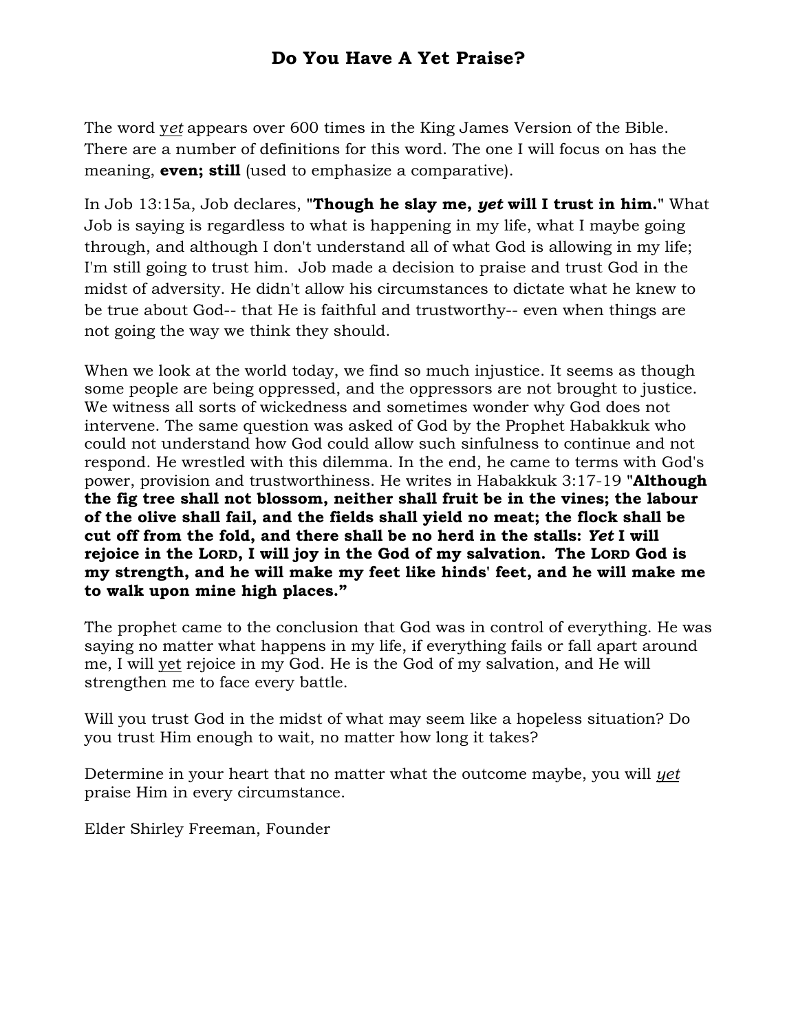# Do You Have A Yet Praise?

The word *yet* appears over 600 times in the King James Version of the Bible. There are a number of definitions for this word. The one I will focus on has the meaning, **even; still** (used to emphasize a comparative).

In Job 13:15a, Job declares, "**Though he slay me, *yet* will I trust in him.**" What Job is saying is regardless to what is happening in my life, what I maybe going through, and although I don't understand all of what God is allowing in my life; I'm still going to trust him. Job made a decision to praise and trust God in the midst of adversity. He didn't allow his circumstances to dictate what he knew to be true about God-- that He is faithful and trustworthy-- even when things are not going the way we think they should.

When we look at the world today, we find so much injustice. It seems as though some people are being oppressed, and the oppressors are not brought to justice. We witness all sorts of wickedness and sometimes wonder why God does not intervene. The same question was asked of God by the Prophet Habakkuk who could not understand how God could allow such sinfulness to continue and not respond. He wrestled with this dilemma. In the end, he came to terms with God's power, provision and trustworthiness. He writes in Habakkuk 3:17-19 "**Although the fig tree shall not blossom, neither shall fruit be in the vines; the labour of the olive shall fail, and the fields shall yield no meat; the flock shall be cut off from the fold, and there shall be no herd in the stalls: *Yet* I will rejoice in the LORD, I will joy in the God of my salvation. The LORD God is my strength, and he will make my feet like hinds' feet, and he will make me to walk upon mine high places.**"

The prophet came to the conclusion that God was in control of everything. He was saying no matter what happens in my life, if everything fails or fall apart around me, I will yet rejoice in my God. He is the God of my salvation, and He will strengthen me to face every battle.

Will you trust God in the midst of what may seem like a hopeless situation? Do you trust Him enough to wait, no matter how long it takes?

Determine in your heart that no matter what the outcome maybe, you will *yet* praise Him in every circumstance.

Elder Shirley Freeman, Founder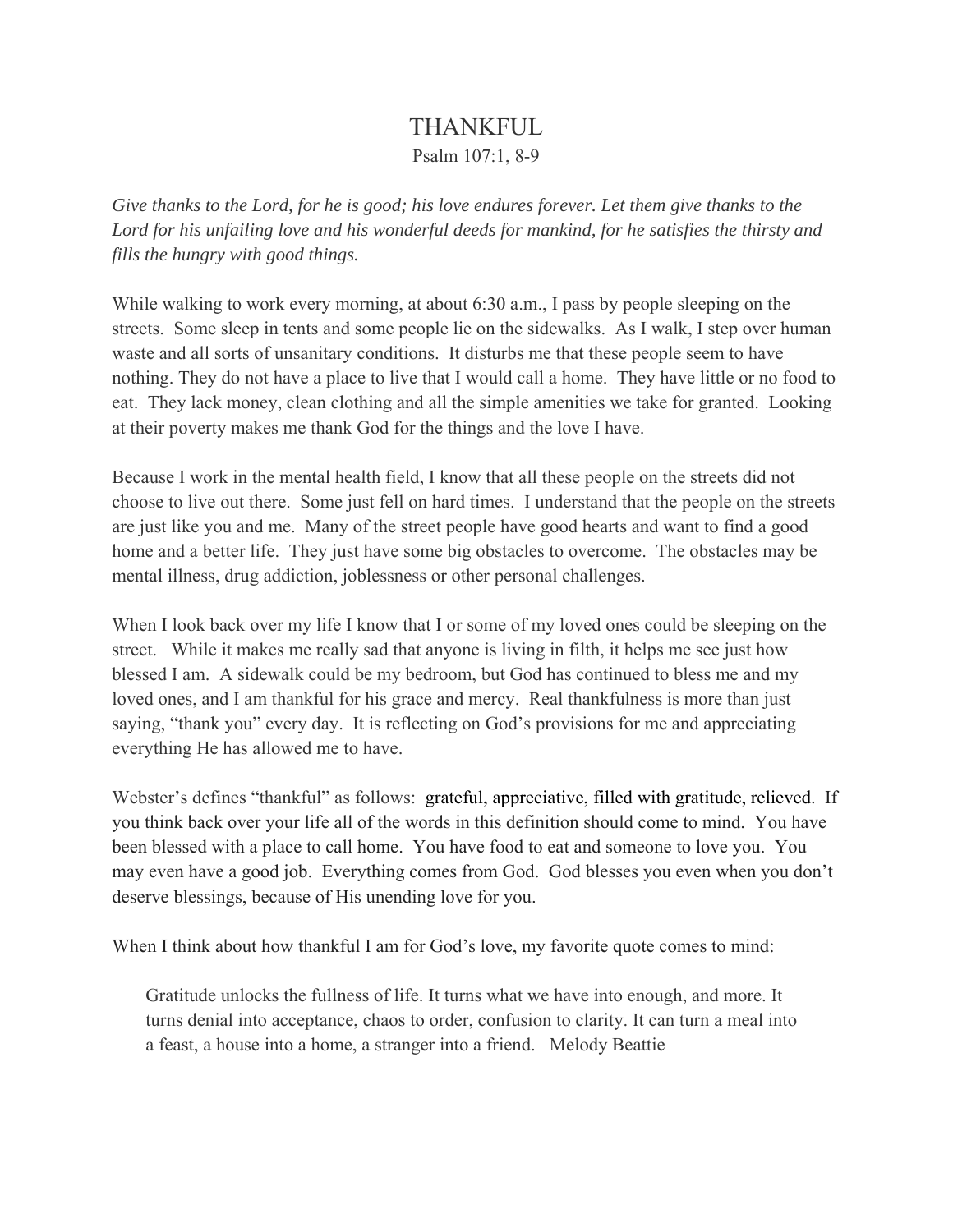# THANKFUL

Psalm 107:1, 8-9

*Give thanks to the Lord, for he is good; his love endures forever. Let them give thanks to the Lord for his unfailing love and his wonderful deeds for mankind, for he satisfies the thirsty and fills the hungry with good things.*

While walking to work every morning, at about 6:30 a.m., I pass by people sleeping on the streets. Some sleep in tents and some people lie on the sidewalks. As I walk, I step over human waste and all sorts of unsanitary conditions. It disturbs me that these people seem to have nothing. They do not have a place to live that I would call a home. They have little or no food to eat. They lack money, clean clothing and all the simple amenities we take for granted. Looking at their poverty makes me thank God for the things and the love I have.

Because I work in the mental health field, I know that all these people on the streets did not choose to live out there. Some just fell on hard times. I understand that the people on the streets are just like you and me. Many of the street people have good hearts and want to find a good home and a better life. They just have some big obstacles to overcome. The obstacles may be mental illness, drug addiction, joblessness or other personal challenges.

When I look back over my life I know that I or some of my loved ones could be sleeping on the street. While it makes me really sad that anyone is living in filth, it helps me see just how blessed I am. A sidewalk could be my bedroom, but God has continued to bless me and my loved ones, and I am thankful for his grace and mercy. Real thankfulness is more than just saying, "thank you" every day. It is reflecting on God's provisions for me and appreciating everything He has allowed me to have.

Webster's defines "thankful" as follows: grateful, appreciative, filled with gratitude, relieved. If you think back over your life all of the words in this definition should come to mind. You have been blessed with a place to call home. You have food to eat and someone to love you. You may even have a good job. Everything comes from God. God blesses you even when you don't deserve blessings, because of His unending love for you.

When I think about how thankful I am for God's love, my favorite quote comes to mind:

> Gratitude unlocks the fullness of life. It turns what we have into enough, and more. It turns denial into acceptance, chaos to order, confusion to clarity. It can turn a meal into a feast, a house into a home, a stranger into a friend. Melody Beattie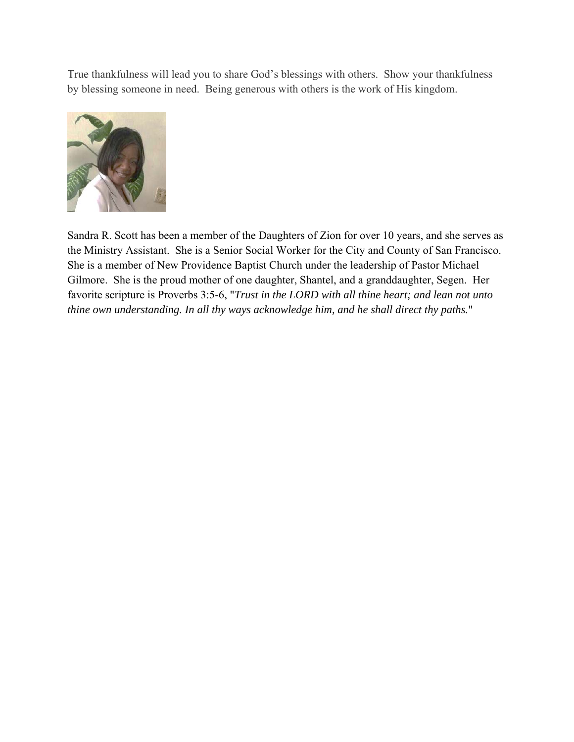True thankfulness will lead you to share God's blessings with others. Show your thankfulness by blessing someone in need. Being generous with others is the work of His kingdom.

Sandra R. Scott has been a member of the Daughters of Zion for over 10 years, and she serves as the Ministry Assistant. She is a Senior Social Worker for the City and County of San Francisco. She is a member of New Providence Baptist Church under the leadership of Pastor Michael Gilmore. She is the proud mother of one daughter, Shantel, and a granddaughter, Segen. Her favorite scripture is Proverbs 3:5-6, "*Trust in the LORD with all thine heart; and lean not unto thine own understanding. In all thy ways acknowledge him, and he shall direct thy paths.*"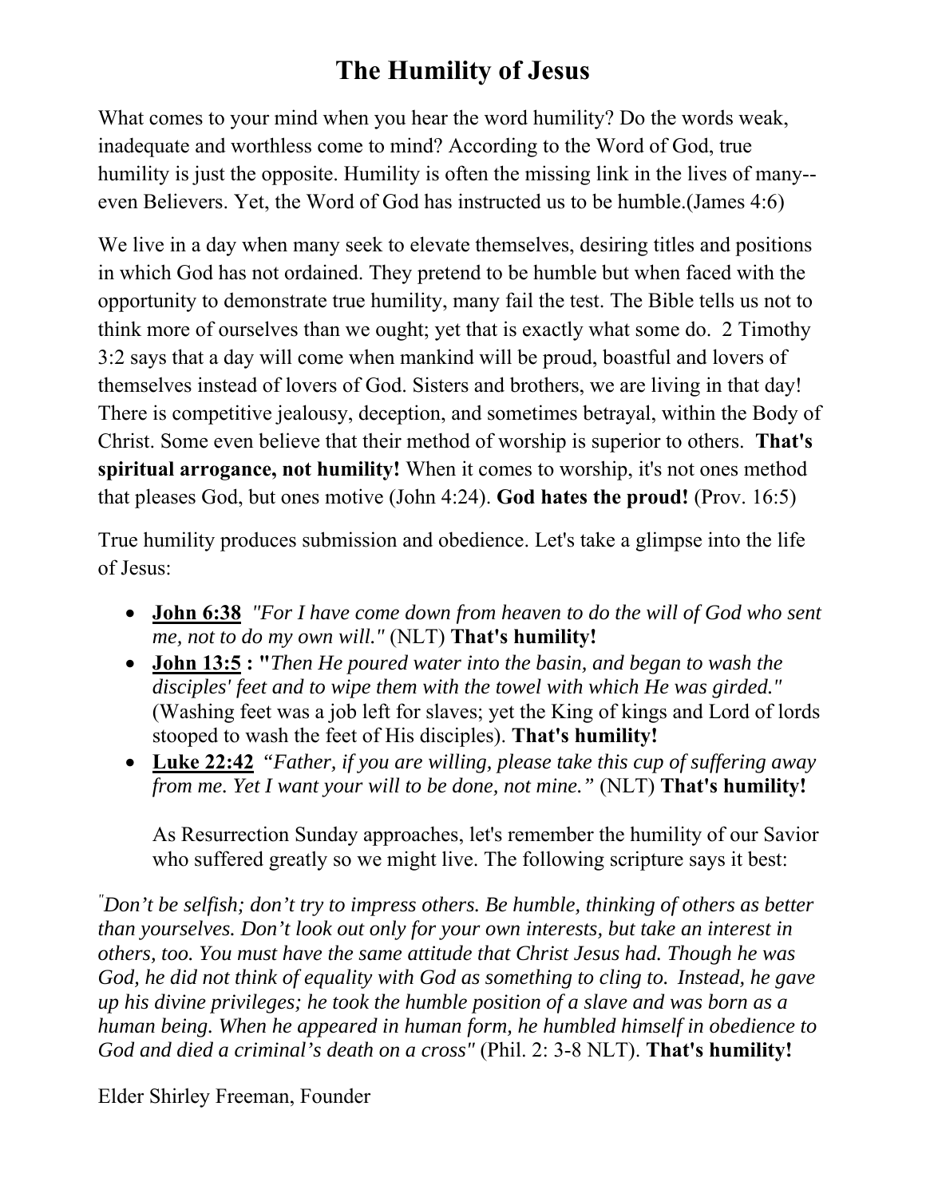# The Humility of Jesus

What comes to your mind when you hear the word humility? Do the words weak, inadequate and worthless come to mind? According to the Word of God, true humility is just the opposite. Humility is often the missing link in the lives of many--even Believers. Yet, the Word of God has instructed us to be humble.(James 4:6)

We live in a day when many seek to elevate themselves, desiring titles and positions in which God has not ordained. They pretend to be humble but when faced with the opportunity to demonstrate true humility, many fail the test. The Bible tells us not to think more of ourselves than we ought; yet that is exactly what some do. 2 Timothy 3:2 says that a day will come when mankind will be proud, boastful and lovers of themselves instead of lovers of God. Sisters and brothers, we are living in that day! There is competitive jealousy, deception, and sometimes betrayal, within the Body of Christ. Some even believe that their method of worship is superior to others. **That's spiritual arrogance, not humility!** When it comes to worship, it's not ones method that pleases God, but ones motive (John 4:24). **God hates the proud!** (Prov. 16:5)

True humility produces submission and obedience. Let's take a glimpse into the life of Jesus:

- **John 6:38** *"For I have come down from heaven to do the will of God who sent me, not to do my own will."* (NLT) **That's humility!**
- **John 13:5 : "***Then He poured water into the basin, and began to wash the disciples' feet and to wipe them with the towel with which He was girded."* (Washing feet was a job left for slaves; yet the King of kings and Lord of lords stooped to wash the feet of His disciples). **That's humility!**
- **Luke 22:42** *"Father, if you are willing, please take this cup of suffering away from me. Yet I want your will to be done, not mine."* (NLT) **That's humility!**

  As Resurrection Sunday approaches, let's remember the humility of our Savior who suffered greatly so we might live. The following scripture says it best:

*"Don't be selfish; don't try to impress others. Be humble, thinking of others as better than yourselves. Don't look out only for your own interests, but take an interest in others, too. You must have the same attitude that Christ Jesus had. Though he was God, he did not think of equality with God as something to cling to. Instead, he gave up his divine privileges; he took the humble position of a slave and was born as a human being. When he appeared in human form, he humbled himself in obedience to God and died a criminal's death on a cross"* (Phil. 2: 3-8 NLT). **That's humility!**

Elder Shirley Freeman, Founder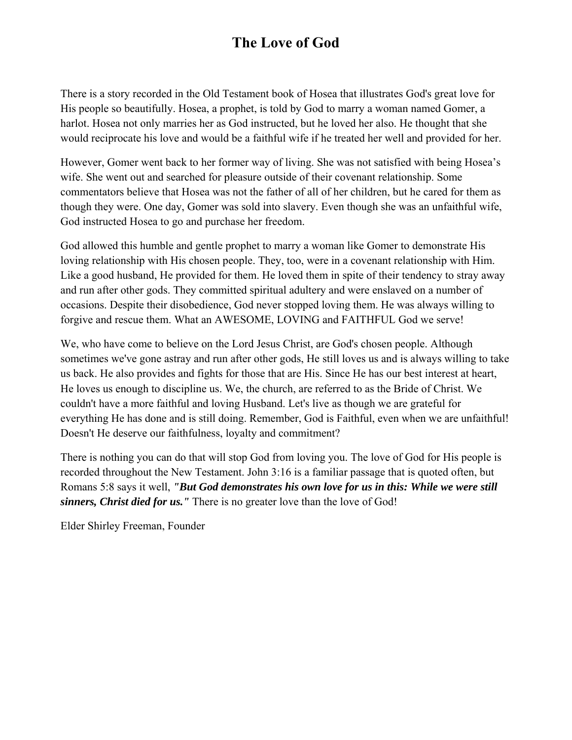# The Love of God

There is a story recorded in the Old Testament book of Hosea that illustrates God's great love for His people so beautifully. Hosea, a prophet, is told by God to marry a woman named Gomer, a harlot. Hosea not only marries her as God instructed, but he loved her also. He thought that she would reciprocate his love and would be a faithful wife if he treated her well and provided for her.

However, Gomer went back to her former way of living. She was not satisfied with being Hosea's wife. She went out and searched for pleasure outside of their covenant relationship. Some commentators believe that Hosea was not the father of all of her children, but he cared for them as though they were. One day, Gomer was sold into slavery. Even though she was an unfaithful wife, God instructed Hosea to go and purchase her freedom.

God allowed this humble and gentle prophet to marry a woman like Gomer to demonstrate His loving relationship with His chosen people. They, too, were in a covenant relationship with Him. Like a good husband, He provided for them. He loved them in spite of their tendency to stray away and run after other gods. They committed spiritual adultery and were enslaved on a number of occasions. Despite their disobedience, God never stopped loving them. He was always willing to forgive and rescue them. What an AWESOME, LOVING and FAITHFUL God we serve!

We, who have come to believe on the Lord Jesus Christ, are God's chosen people. Although sometimes we've gone astray and run after other gods, He still loves us and is always willing to take us back. He also provides and fights for those that are His. Since He has our best interest at heart, He loves us enough to discipline us. We, the church, are referred to as the Bride of Christ. We couldn't have a more faithful and loving Husband. Let's live as though we are grateful for everything He has done and is still doing. Remember, God is Faithful, even when we are unfaithful! Doesn't He deserve our faithfulness, loyalty and commitment?

There is nothing you can do that will stop God from loving you. The love of God for His people is recorded throughout the New Testament. John 3:16 is a familiar passage that is quoted often, but Romans 5:8 says it well, ***"But God demonstrates his own love for us in this: While we were still sinners, Christ died for us."*** There is no greater love than the love of God!

Elder Shirley Freeman, Founder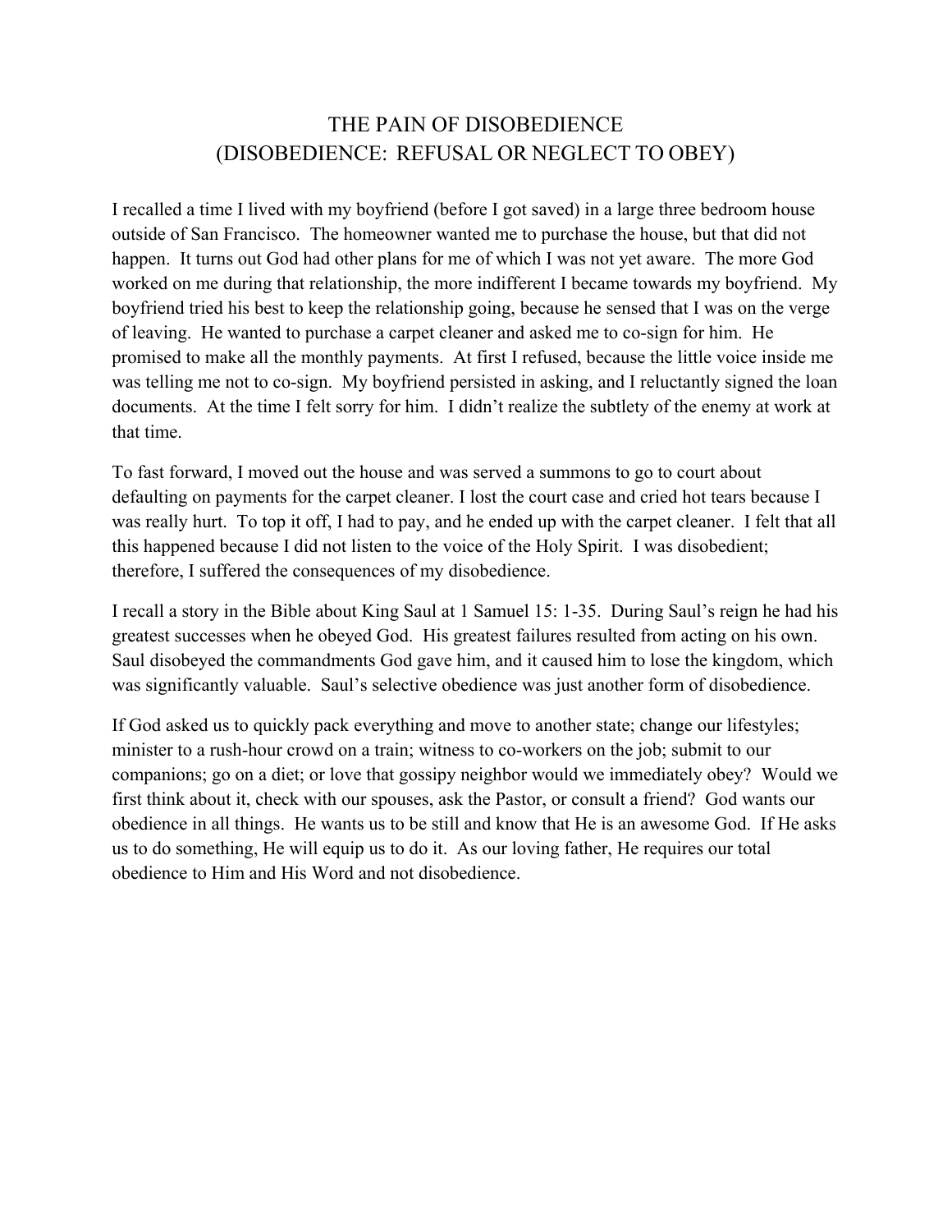# THE PAIN OF DISOBEDIENCE
## (DISOBEDIENCE: REFUSAL OR NEGLECT TO OBEY)

I recalled a time I lived with my boyfriend (before I got saved) in a large three bedroom house outside of San Francisco. The homeowner wanted me to purchase the house, but that did not happen. It turns out God had other plans for me of which I was not yet aware. The more God worked on me during that relationship, the more indifferent I became towards my boyfriend. My boyfriend tried his best to keep the relationship going, because he sensed that I was on the verge of leaving. He wanted to purchase a carpet cleaner and asked me to co-sign for him. He promised to make all the monthly payments. At first I refused, because the little voice inside me was telling me not to co-sign. My boyfriend persisted in asking, and I reluctantly signed the loan documents. At the time I felt sorry for him. I didn't realize the subtlety of the enemy at work at that time.

To fast forward, I moved out the house and was served a summons to go to court about defaulting on payments for the carpet cleaner. I lost the court case and cried hot tears because I was really hurt. To top it off, I had to pay, and he ended up with the carpet cleaner. I felt that all this happened because I did not listen to the voice of the Holy Spirit. I was disobedient; therefore, I suffered the consequences of my disobedience.

I recall a story in the Bible about King Saul at 1 Samuel 15: 1-35. During Saul's reign he had his greatest successes when he obeyed God. His greatest failures resulted from acting on his own. Saul disobeyed the commandments God gave him, and it caused him to lose the kingdom, which was significantly valuable. Saul's selective obedience was just another form of disobedience.

If God asked us to quickly pack everything and move to another state; change our lifestyles; minister to a rush-hour crowd on a train; witness to co-workers on the job; submit to our companions; go on a diet; or love that gossipy neighbor would we immediately obey? Would we first think about it, check with our spouses, ask the Pastor, or consult a friend? God wants our obedience in all things. He wants us to be still and know that He is an awesome God. If He asks us to do something, He will equip us to do it. As our loving father, He requires our total obedience to Him and His Word and not disobedience.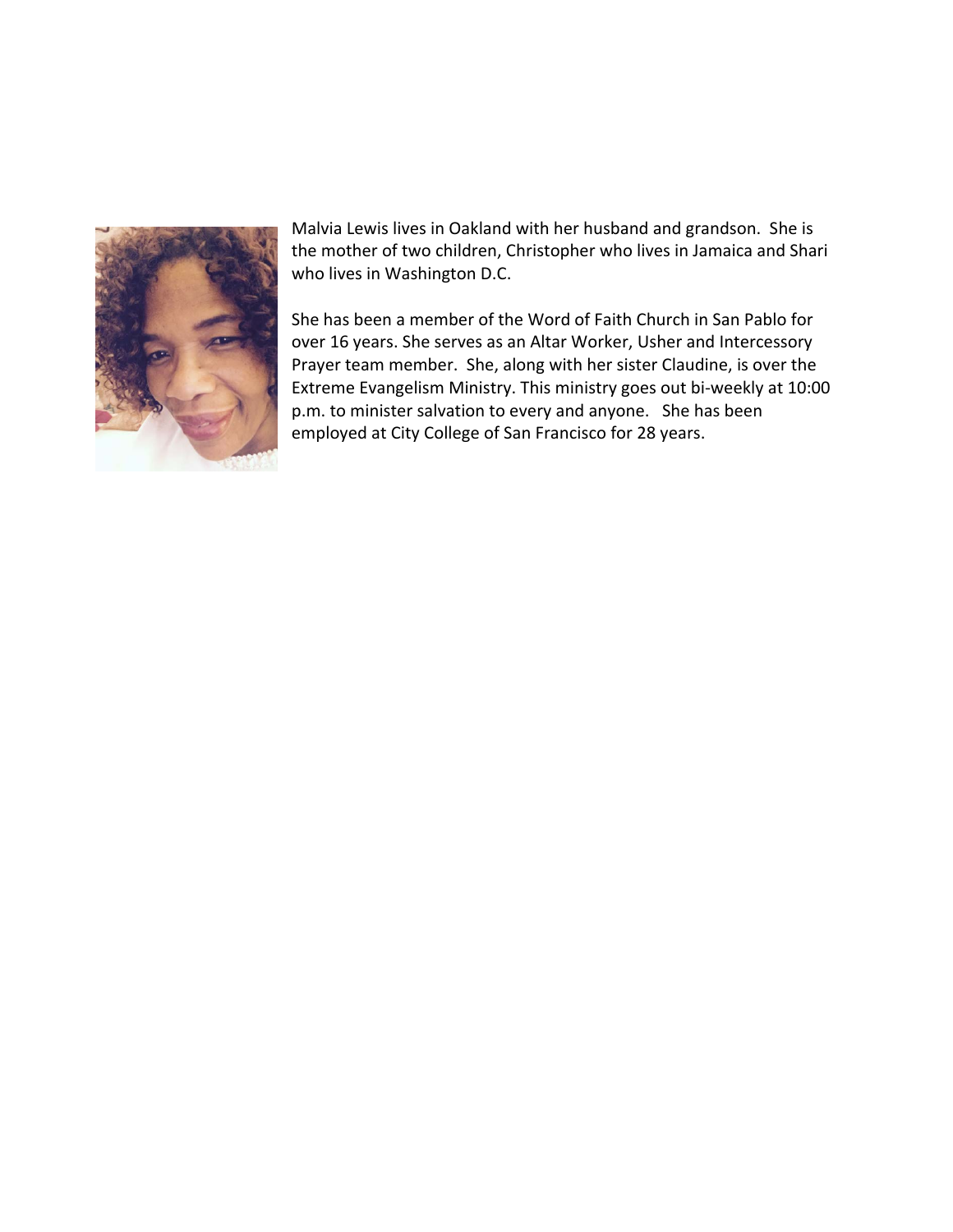Malvia Lewis lives in Oakland with her husband and grandson. She is the mother of two children, Christopher who lives in Jamaica and Shari who lives in Washington D.C.

She has been a member of the Word of Faith Church in San Pablo for over 16 years. She serves as an Altar Worker, Usher and Intercessory Prayer team member. She, along with her sister Claudine, is over the Extreme Evangelism Ministry. This ministry goes out bi-weekly at 10:00 p.m. to minister salvation to every and anyone. She has been employed at City College of San Francisco for 28 years.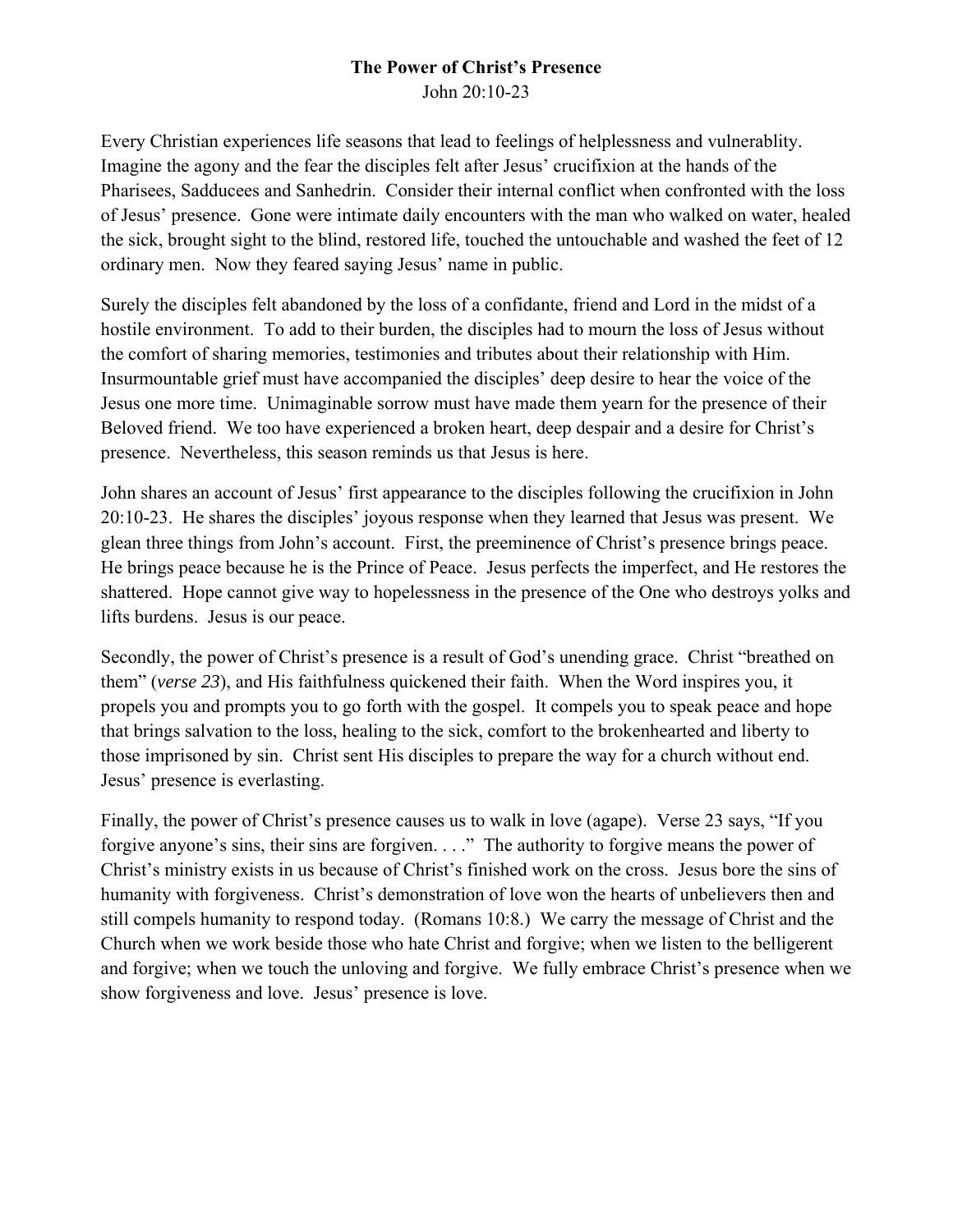**The Power of Christ's Presence**

John 20:10-23

Every Christian experiences life seasons that lead to feelings of helplessness and vulnerablity. Imagine the agony and the fear the disciples felt after Jesus' crucifixion at the hands of the Pharisees, Sadducees and Sanhedrin. Consider their internal conflict when confronted with the loss of Jesus' presence. Gone were intimate daily encounters with the man who walked on water, healed the sick, brought sight to the blind, restored life, touched the untouchable and washed the feet of 12 ordinary men. Now they feared saying Jesus' name in public.

Surely the disciples felt abandoned by the loss of a confidante, friend and Lord in the midst of a hostile environment. To add to their burden, the disciples had to mourn the loss of Jesus without the comfort of sharing memories, testimonies and tributes about their relationship with Him. Insurmountable grief must have accompanied the disciples' deep desire to hear the voice of the Jesus one more time. Unimaginable sorrow must have made them yearn for the presence of their Beloved friend. We too have experienced a broken heart, deep despair and a desire for Christ's presence. Nevertheless, this season reminds us that Jesus is here.

John shares an account of Jesus' first appearance to the disciples following the crucifixion in John 20:10-23. He shares the disciples' joyous response when they learned that Jesus was present. We glean three things from John's account. First, the preeminence of Christ's presence brings peace. He brings peace because he is the Prince of Peace. Jesus perfects the imperfect, and He restores the shattered. Hope cannot give way to hopelessness in the presence of the One who destroys yolks and lifts burdens. Jesus is our peace.

Secondly, the power of Christ's presence is a result of God's unending grace. Christ "breathed on them" (*verse 23*), and His faithfulness quickened their faith. When the Word inspires you, it propels you and prompts you to go forth with the gospel. It compels you to speak peace and hope that brings salvation to the loss, healing to the sick, comfort to the brokenhearted and liberty to those imprisoned by sin. Christ sent His disciples to prepare the way for a church without end. Jesus' presence is everlasting.

Finally, the power of Christ's presence causes us to walk in love (agape). Verse 23 says, "If you forgive anyone's sins, their sins are forgiven. . . ." The authority to forgive means the power of Christ's ministry exists in us because of Christ's finished work on the cross. Jesus bore the sins of humanity with forgiveness. Christ's demonstration of love won the hearts of unbelievers then and still compels humanity to respond today. (Romans 10:8.) We carry the message of Christ and the Church when we work beside those who hate Christ and forgive; when we listen to the belligerent and forgive; when we touch the unloving and forgive. We fully embrace Christ's presence when we show forgiveness and love. Jesus' presence is love.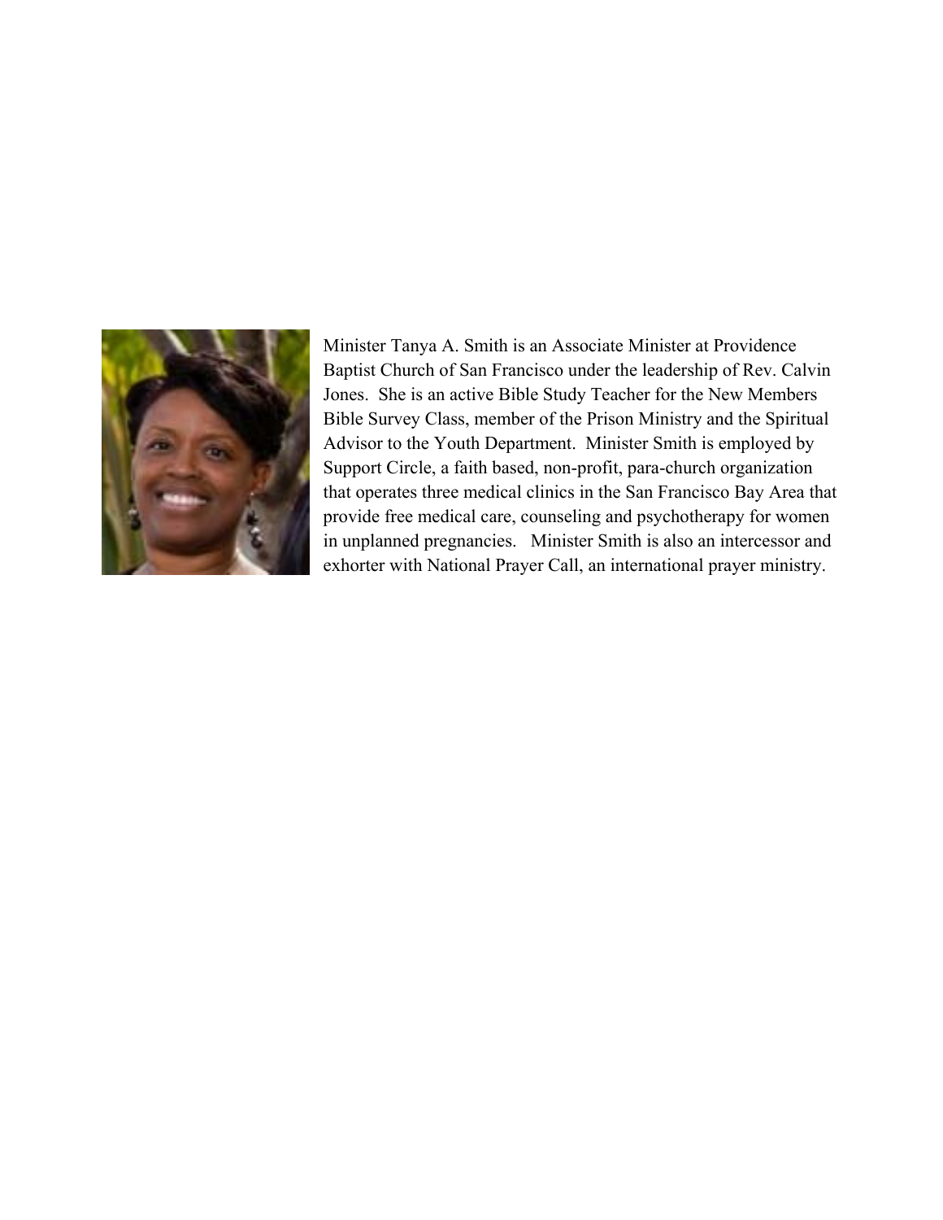Minister Tanya A. Smith is an Associate Minister at Providence Baptist Church of San Francisco under the leadership of Rev. Calvin Jones. She is an active Bible Study Teacher for the New Members Bible Survey Class, member of the Prison Ministry and the Spiritual Advisor to the Youth Department. Minister Smith is employed by Support Circle, a faith based, non-profit, para-church organization that operates three medical clinics in the San Francisco Bay Area that provide free medical care, counseling and psychotherapy for women in unplanned pregnancies. Minister Smith is also an intercessor and exhorter with National Prayer Call, an international prayer ministry.